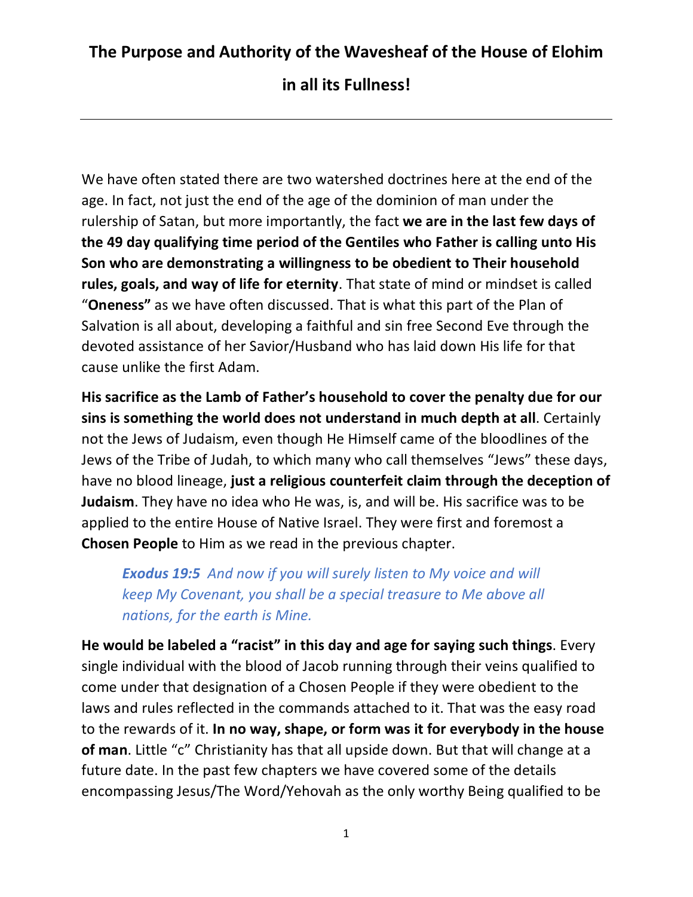# The Purpose and Authority of the Wavesheaf of the House of Elohim in all its Fullness!

---

We have often stated there are two watershed doctrines here at the end of the age. In fact, not just the end of the age of the dominion of man under the rulership of Satan, but more importantly, the fact **we are in the last few days of the 49 day qualifying time period of the Gentiles who Father is calling unto His Son who are demonstrating a willingness to be obedient to Their household rules, goals, and way of life for eternity**. That state of mind or mindset is called "**Oneness"** as we have often discussed. That is what this part of the Plan of Salvation is all about, developing a faithful and sin free Second Eve through the devoted assistance of her Savior/Husband who has laid down His life for that cause unlike the first Adam.

**His sacrifice as the Lamb of Father's household to cover the penalty due for our sins is something the world does not understand in much depth at all**. Certainly not the Jews of Judaism, even though He Himself came of the bloodlines of the Jews of the Tribe of Judah, to which many who call themselves "Jews" these days, have no blood lineage, **just a religious counterfeit claim through the deception of Judaism**. They have no idea who He was, is, and will be. His sacrifice was to be applied to the entire House of Native Israel. They were first and foremost a **Chosen People** to Him as we read in the previous chapter.

> ***Exodus 19:5*** *And now if you will surely listen to My voice and will keep My Covenant, you shall be a special treasure to Me above all nations, for the earth is Mine.*

**He would be labeled a "racist" in this day and age for saying such things**. Every single individual with the blood of Jacob running through their veins qualified to come under that designation of a Chosen People if they were obedient to the laws and rules reflected in the commands attached to it. That was the easy road to the rewards of it. **In no way, shape, or form was it for everybody in the house of man**. Little "c" Christianity has that all upside down. But that will change at a future date. In the past few chapters we have covered some of the details encompassing Jesus/The Word/Yehovah as the only worthy Being qualified to be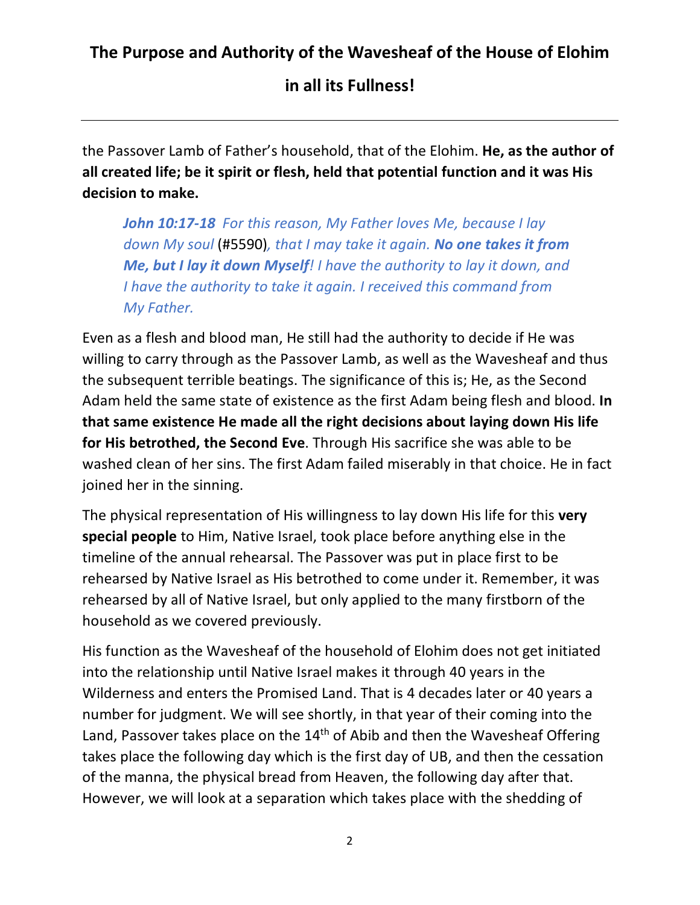the Passover Lamb of Father's household, that of the Elohim. **He, as the author of all created life; be it spirit or flesh, held that potential function and it was His decision to make.**

> ***John 10:17-18*** *For this reason, My Father loves Me, because I lay down My soul* (#5590)*, that I may take it again.* ***No one takes it from Me, but I lay it down Myself****! I have the authority to lay it down, and I have the authority to take it again. I received this command from My Father.*

Even as a flesh and blood man, He still had the authority to decide if He was willing to carry through as the Passover Lamb, as well as the Wavesheaf and thus the subsequent terrible beatings. The significance of this is; He, as the Second Adam held the same state of existence as the first Adam being flesh and blood. **In that same existence He made all the right decisions about laying down His life for His betrothed, the Second Eve**. Through His sacrifice she was able to be washed clean of her sins. The first Adam failed miserably in that choice. He in fact joined her in the sinning.

The physical representation of His willingness to lay down His life for this **very special people** to Him, Native Israel, took place before anything else in the timeline of the annual rehearsal. The Passover was put in place first to be rehearsed by Native Israel as His betrothed to come under it. Remember, it was rehearsed by all of Native Israel, but only applied to the many firstborn of the household as we covered previously.

His function as the Wavesheaf of the household of Elohim does not get initiated into the relationship until Native Israel makes it through 40 years in the Wilderness and enters the Promised Land. That is 4 decades later or 40 years a number for judgment. We will see shortly, in that year of their coming into the Land, Passover takes place on the 14th of Abib and then the Wavesheaf Offering takes place the following day which is the first day of UB, and then the cessation of the manna, the physical bread from Heaven, the following day after that. However, we will look at a separation which takes place with the shedding of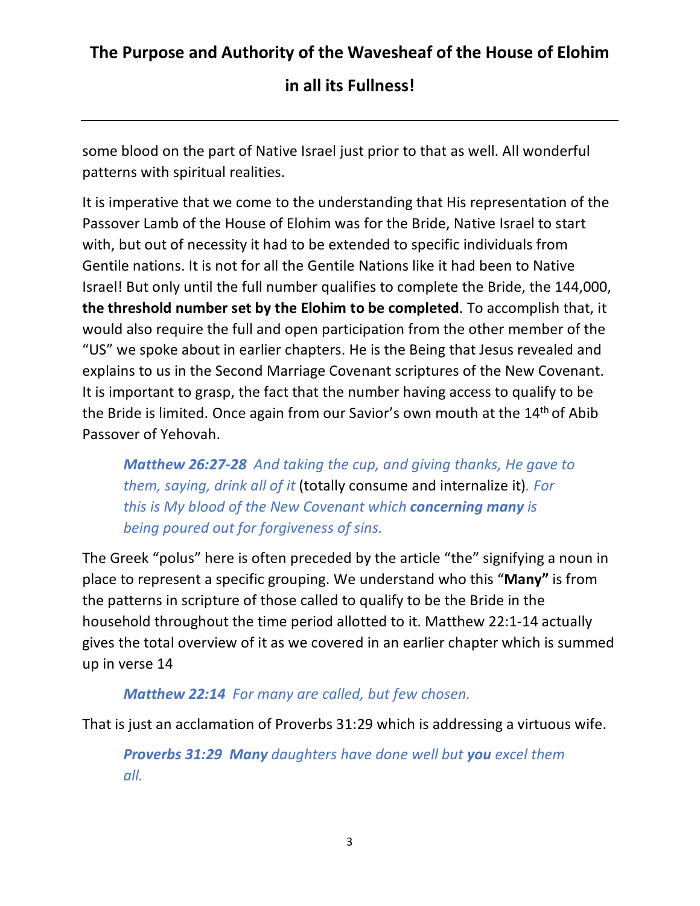some blood on the part of Native Israel just prior to that as well. All wonderful patterns with spiritual realities.

It is imperative that we come to the understanding that His representation of the Passover Lamb of the House of Elohim was for the Bride, Native Israel to start with, but out of necessity it had to be extended to specific individuals from Gentile nations. It is not for all the Gentile Nations like it had been to Native Israel! But only until the full number qualifies to complete the Bride, the 144,000, **the threshold number set by the Elohim to be completed**. To accomplish that, it would also require the full and open participation from the other member of the "US" we spoke about in earlier chapters. He is the Being that Jesus revealed and explains to us in the Second Marriage Covenant scriptures of the New Covenant. It is important to grasp, the fact that the number having access to qualify to be the Bride is limited. Once again from our Savior's own mouth at the 14th of Abib Passover of Yehovah.

> ***Matthew 26:27-28*** *And taking the cup, and giving thanks, He gave to them, saying, drink all of it* (totally consume and internalize it)*. For this is My blood of the New Covenant which **concerning many** is being poured out for forgiveness of sins.*

The Greek "polus" here is often preceded by the article "the" signifying a noun in place to represent a specific grouping. We understand who this "**Many"** is from the patterns in scripture of those called to qualify to be the Bride in the household throughout the time period allotted to it. Matthew 22:1-14 actually gives the total overview of it as we covered in an earlier chapter which is summed up in verse 14

> ***Matthew 22:14*** *For many are called, but few chosen.*

That is just an acclamation of Proverbs 31:29 which is addressing a virtuous wife.

> ***Proverbs 31:29*** ***Many*** *daughters have done well but **you** excel them all.*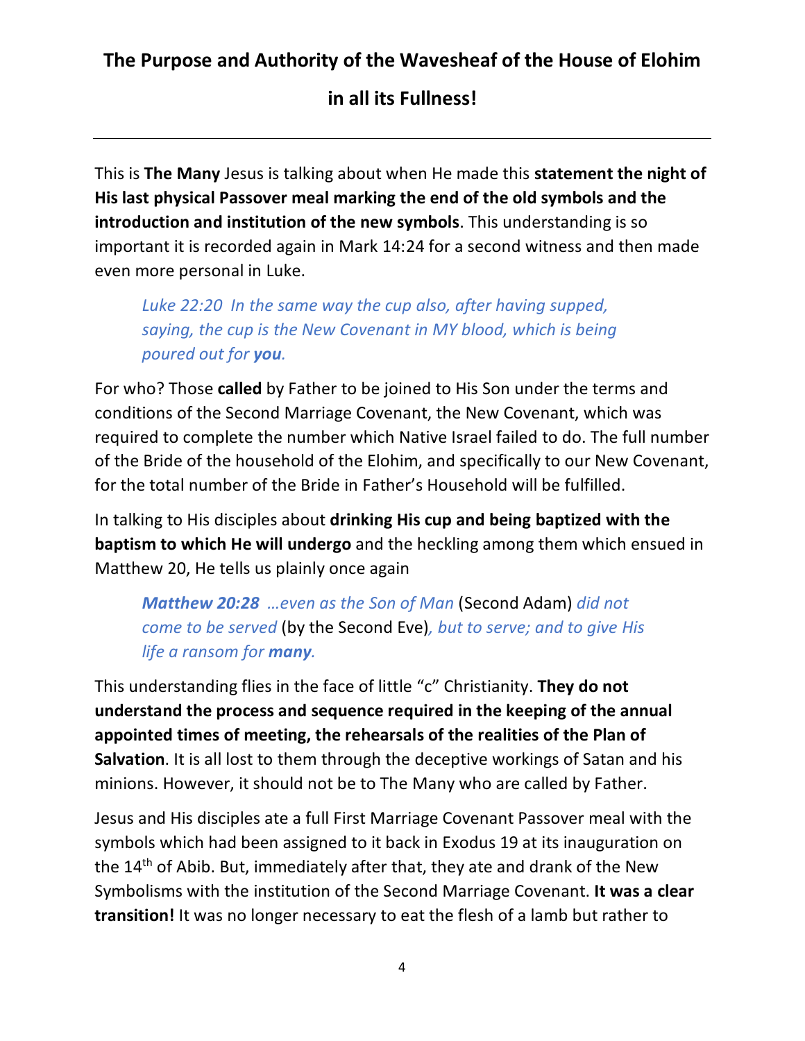# The Purpose and Authority of the Wavesheaf of the House of Elohim in all its Fullness!

---

This is **The Many** Jesus is talking about when He made this **statement the night of His last physical Passover meal marking the end of the old symbols and the introduction and institution of the new symbols**. This understanding is so important it is recorded again in Mark 14:24 for a second witness and then made even more personal in Luke.

> *Luke 22:20 In the same way the cup also, after having supped, saying, the cup is the New Covenant in MY blood, which is being poured out for* ***you****.*

For who? Those **called** by Father to be joined to His Son under the terms and conditions of the Second Marriage Covenant, the New Covenant, which was required to complete the number which Native Israel failed to do. The full number of the Bride of the household of the Elohim, and specifically to our New Covenant, for the total number of the Bride in Father's Household will be fulfilled.

In talking to His disciples about **drinking His cup and being baptized with the baptism to which He will undergo** and the heckling among them which ensued in Matthew 20, He tells us plainly once again

> ***Matthew 20:28*** *…even as the Son of Man* (Second Adam) *did not come to be served* (by the Second Eve)*, but to serve; and to give His life a ransom for* ***many****.*

This understanding flies in the face of little "c" Christianity. **They do not understand the process and sequence required in the keeping of the annual appointed times of meeting, the rehearsals of the realities of the Plan of Salvation**. It is all lost to them through the deceptive workings of Satan and his minions. However, it should not be to The Many who are called by Father.

Jesus and His disciples ate a full First Marriage Covenant Passover meal with the symbols which had been assigned to it back in Exodus 19 at its inauguration on the 14th of Abib. But, immediately after that, they ate and drank of the New Symbolisms with the institution of the Second Marriage Covenant. **It was a clear transition!** It was no longer necessary to eat the flesh of a lamb but rather to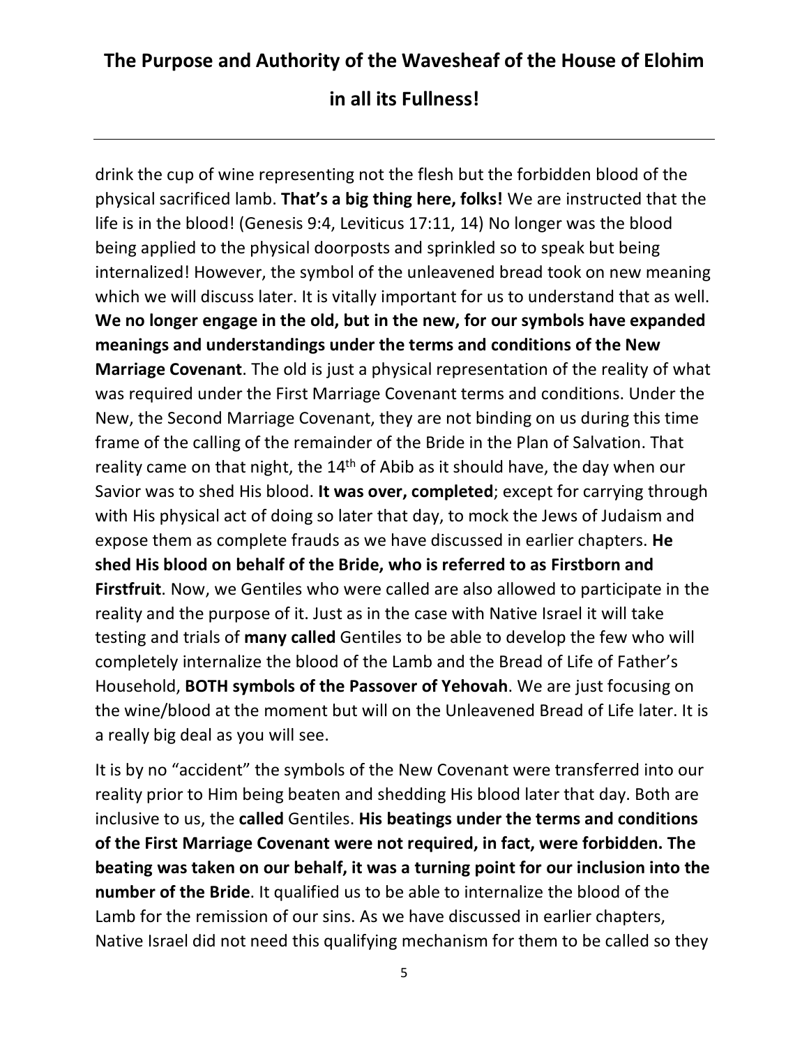drink the cup of wine representing not the flesh but the forbidden blood of the physical sacrificed lamb. **That's a big thing here, folks!** We are instructed that the life is in the blood! (Genesis 9:4, Leviticus 17:11, 14) No longer was the blood being applied to the physical doorposts and sprinkled so to speak but being internalized! However, the symbol of the unleavened bread took on new meaning which we will discuss later. It is vitally important for us to understand that as well. **We no longer engage in the old, but in the new, for our symbols have expanded meanings and understandings under the terms and conditions of the New Marriage Covenant**. The old is just a physical representation of the reality of what was required under the First Marriage Covenant terms and conditions. Under the New, the Second Marriage Covenant, they are not binding on us during this time frame of the calling of the remainder of the Bride in the Plan of Salvation. That reality came on that night, the 14th of Abib as it should have, the day when our Savior was to shed His blood. **It was over, completed**; except for carrying through with His physical act of doing so later that day, to mock the Jews of Judaism and expose them as complete frauds as we have discussed in earlier chapters. **He shed His blood on behalf of the Bride, who is referred to as Firstborn and Firstfruit**. Now, we Gentiles who were called are also allowed to participate in the reality and the purpose of it. Just as in the case with Native Israel it will take testing and trials of **many called** Gentiles to be able to develop the few who will completely internalize the blood of the Lamb and the Bread of Life of Father's Household, **BOTH symbols of the Passover of Yehovah**. We are just focusing on the wine/blood at the moment but will on the Unleavened Bread of Life later. It is a really big deal as you will see.

It is by no "accident" the symbols of the New Covenant were transferred into our reality prior to Him being beaten and shedding His blood later that day. Both are inclusive to us, the **called** Gentiles. **His beatings under the terms and conditions of the First Marriage Covenant were not required, in fact, were forbidden. The beating was taken on our behalf, it was a turning point for our inclusion into the number of the Bride**. It qualified us to be able to internalize the blood of the Lamb for the remission of our sins. As we have discussed in earlier chapters, Native Israel did not need this qualifying mechanism for them to be called so they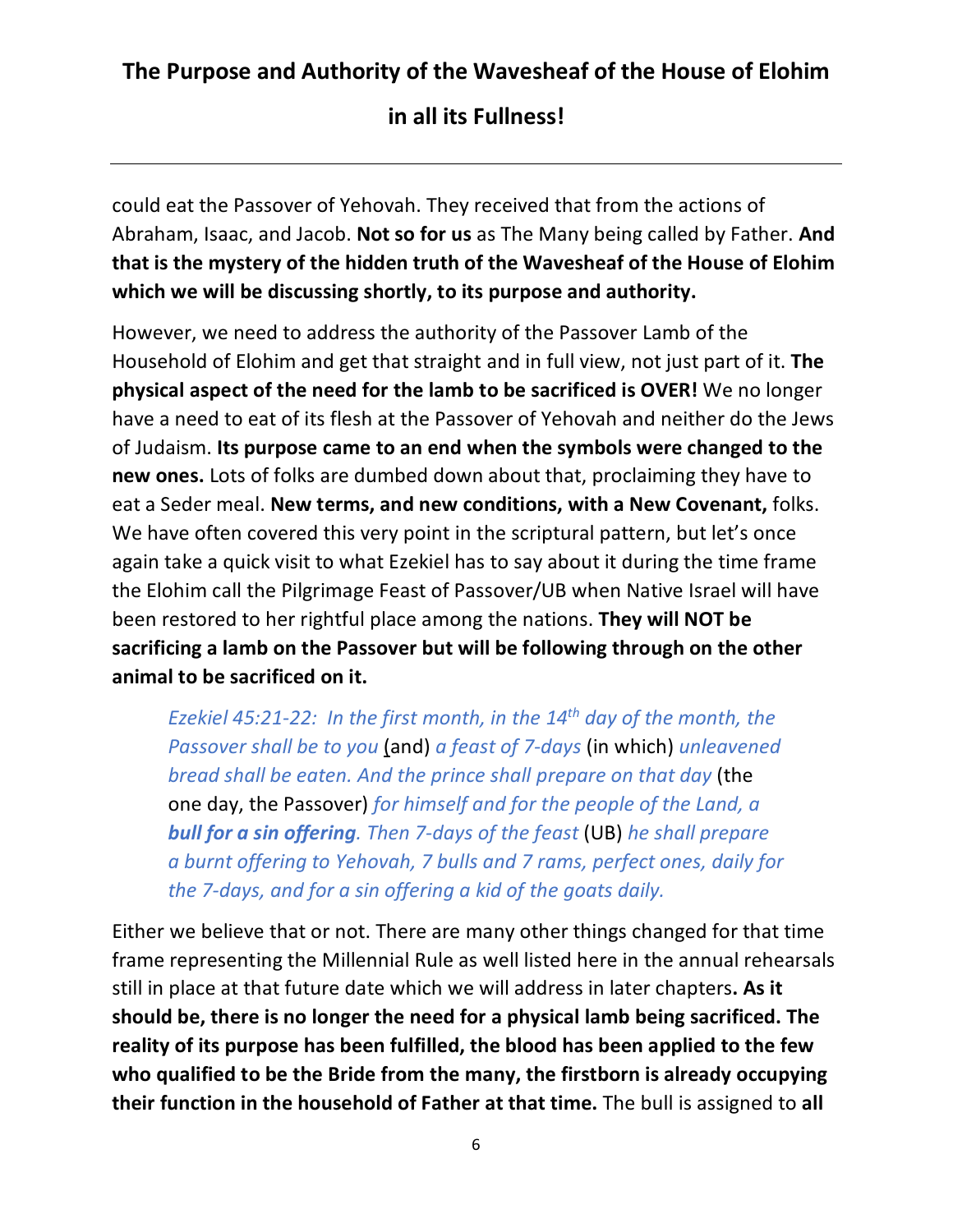could eat the Passover of Yehovah. They received that from the actions of Abraham, Isaac, and Jacob. **Not so for us** as The Many being called by Father. **And that is the mystery of the hidden truth of the Wavesheaf of the House of Elohim which we will be discussing shortly, to its purpose and authority.**

However, we need to address the authority of the Passover Lamb of the Household of Elohim and get that straight and in full view, not just part of it. **The physical aspect of the need for the lamb to be sacrificed is OVER!** We no longer have a need to eat of its flesh at the Passover of Yehovah and neither do the Jews of Judaism. **Its purpose came to an end when the symbols were changed to the new ones.** Lots of folks are dumbed down about that, proclaiming they have to eat a Seder meal. **New terms, and new conditions, with a New Covenant,** folks. We have often covered this very point in the scriptural pattern, but let's once again take a quick visit to what Ezekiel has to say about it during the time frame the Elohim call the Pilgrimage Feast of Passover/UB when Native Israel will have been restored to her rightful place among the nations. **They will NOT be sacrificing a lamb on the Passover but will be following through on the other animal to be sacrificed on it.**

> *Ezekiel 45:21-22: In the first month, in the 14th day of the month, the Passover shall be to you* (and) *a feast of 7-days* (in which) *unleavened bread shall be eaten. And the prince shall prepare on that day* (the one day, the Passover) *for himself and for the people of the Land, a* ***bull for a sin offering****. Then 7-days of the feast* (UB) *he shall prepare a burnt offering to Yehovah, 7 bulls and 7 rams, perfect ones, daily for the 7-days, and for a sin offering a kid of the goats daily.*

Either we believe that or not. There are many other things changed for that time frame representing the Millennial Rule as well listed here in the annual rehearsals still in place at that future date which we will address in later chapters**. As it should be, there is no longer the need for a physical lamb being sacrificed. The reality of its purpose has been fulfilled, the blood has been applied to the few who qualified to be the Bride from the many, the firstborn is already occupying their function in the household of Father at that time.** The bull is assigned to **all**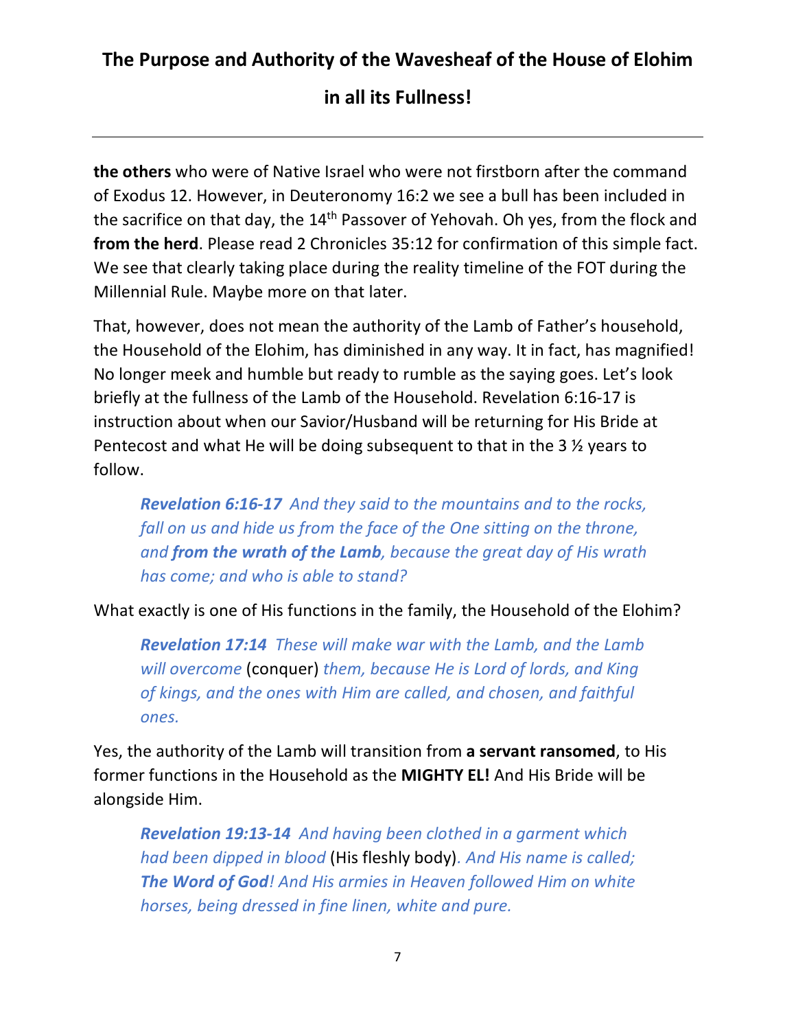**the others** who were of Native Israel who were not firstborn after the command of Exodus 12. However, in Deuteronomy 16:2 we see a bull has been included in the sacrifice on that day, the 14th Passover of Yehovah. Oh yes, from the flock and **from the herd**. Please read 2 Chronicles 35:12 for confirmation of this simple fact. We see that clearly taking place during the reality timeline of the FOT during the Millennial Rule. Maybe more on that later.

That, however, does not mean the authority of the Lamb of Father's household, the Household of the Elohim, has diminished in any way. It in fact, has magnified! No longer meek and humble but ready to rumble as the saying goes. Let's look briefly at the fullness of the Lamb of the Household. Revelation 6:16-17 is instruction about when our Savior/Husband will be returning for His Bride at Pentecost and what He will be doing subsequent to that in the 3 ½ years to follow.

> ***Revelation 6:16-17*** *And they said to the mountains and to the rocks, fall on us and hide us from the face of the One sitting on the throne, and* ***from the wrath of the Lamb****, because the great day of His wrath has come; and who is able to stand?*

What exactly is one of His functions in the family, the Household of the Elohim?

> ***Revelation 17:14*** *These will make war with the Lamb, and the Lamb will overcome* (conquer) *them, because He is Lord of lords, and King of kings, and the ones with Him are called, and chosen, and faithful ones.*

Yes, the authority of the Lamb will transition from **a servant ransomed**, to His former functions in the Household as the **MIGHTY EL!** And His Bride will be alongside Him.

> ***Revelation 19:13-14*** *And having been clothed in a garment which had been dipped in blood* (His fleshly body)*. And His name is called;* ***The Word of God****! And His armies in Heaven followed Him on white horses, being dressed in fine linen, white and pure.*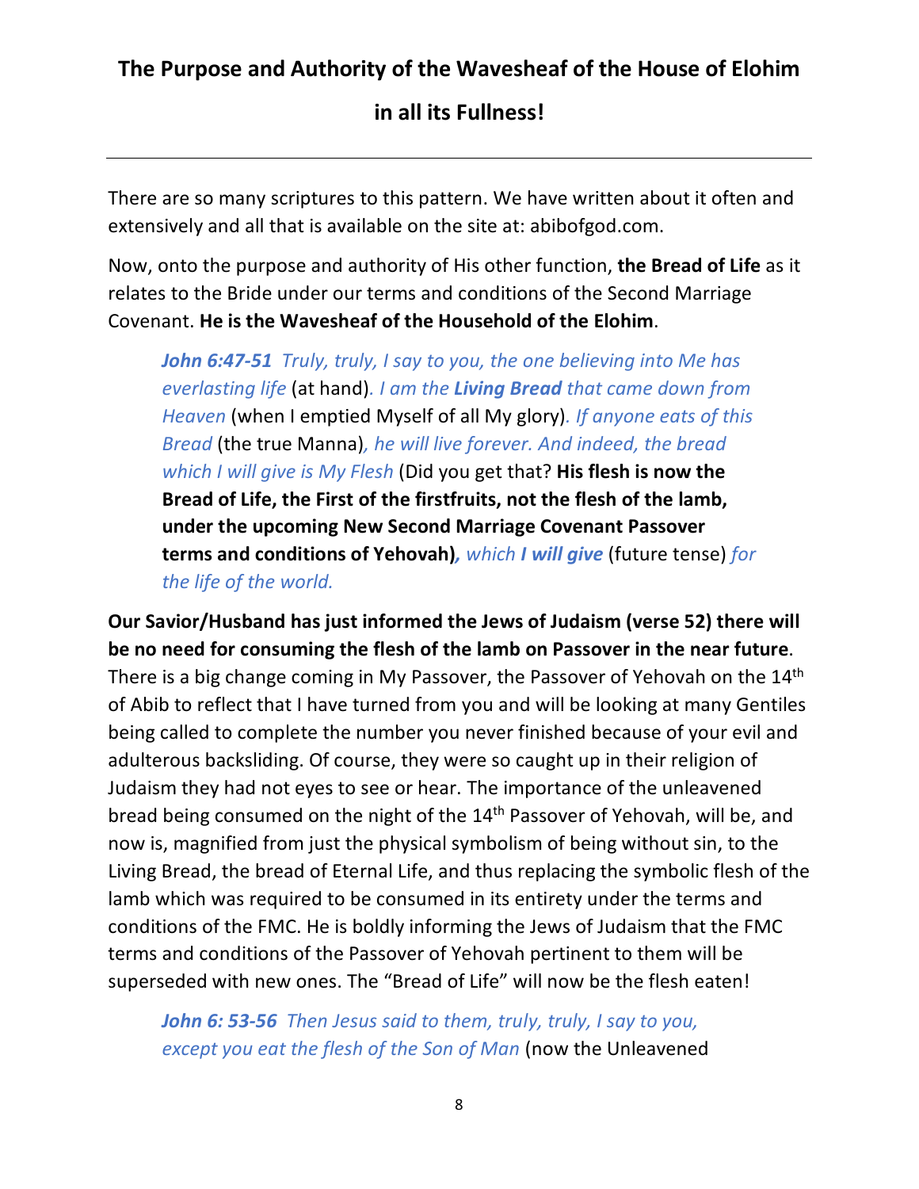# The Purpose and Authority of the Wavesheaf of the House of Elohim in all its Fullness!

---

There are so many scriptures to this pattern. We have written about it often and extensively and all that is available on the site at: abibofgod.com.

Now, onto the purpose and authority of His other function, **the Bread of Life** as it relates to the Bride under our terms and conditions of the Second Marriage Covenant. **He is the Wavesheaf of the Household of the Elohim**.

> ***John 6:47-51*** *Truly, truly, I say to you, the one believing into Me has everlasting life* (at hand)*. I am the **Living Bread** that came down from Heaven* (when I emptied Myself of all My glory)*. If anyone eats of this Bread* (the true Manna)*, he will live forever. And indeed, the bread which I will give is My Flesh* (Did you get that? **His flesh is now the Bread of Life, the First of the firstfruits, not the flesh of the lamb, under the upcoming New Second Marriage Covenant Passover terms and conditions of Yehovah)***, which **I will give*** (future tense) *for the life of the world.*

**Our Savior/Husband has just informed the Jews of Judaism (verse 52) there will be no need for consuming the flesh of the lamb on Passover in the near future**. There is a big change coming in My Passover, the Passover of Yehovah on the 14th of Abib to reflect that I have turned from you and will be looking at many Gentiles being called to complete the number you never finished because of your evil and adulterous backsliding. Of course, they were so caught up in their religion of Judaism they had not eyes to see or hear. The importance of the unleavened bread being consumed on the night of the 14th Passover of Yehovah, will be, and now is, magnified from just the physical symbolism of being without sin, to the Living Bread, the bread of Eternal Life, and thus replacing the symbolic flesh of the lamb which was required to be consumed in its entirety under the terms and conditions of the FMC. He is boldly informing the Jews of Judaism that the FMC terms and conditions of the Passover of Yehovah pertinent to them will be superseded with new ones. The "Bread of Life" will now be the flesh eaten!

> ***John 6: 53-56*** *Then Jesus said to them, truly, truly, I say to you, except you eat the flesh of the Son of Man* (now the Unleavened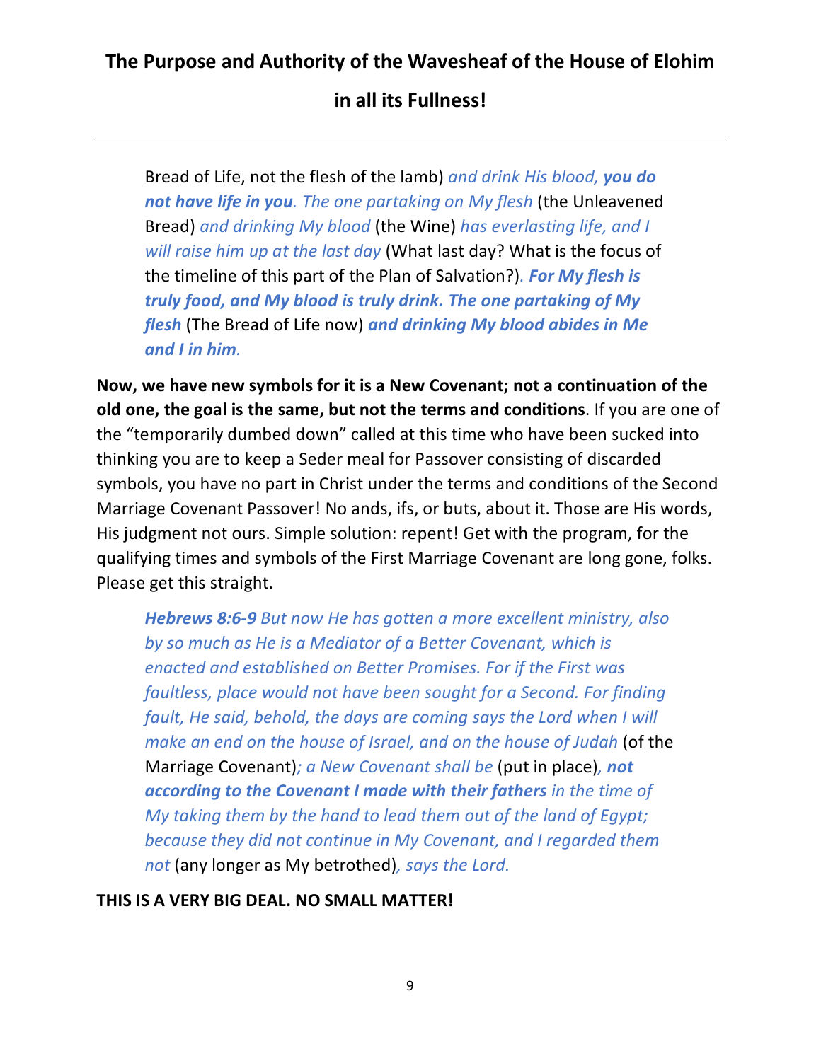Bread of Life, not the flesh of the lamb) *and drink His blood,* ***you do not have life in you****. The one partaking on My flesh* (the Unleavened Bread) *and drinking My blood* (the Wine) *has everlasting life, and I will raise him up at the last day* (What last day? What is the focus of the timeline of this part of the Plan of Salvation?)*.* ***For My flesh is truly food, and My blood is truly drink. The one partaking of My flesh*** (The Bread of Life now) ***and drinking My blood abides in Me and I in him****.*

**Now, we have new symbols for it is a New Covenant; not a continuation of the old one, the goal is the same, but not the terms and conditions**. If you are one of the "temporarily dumbed down" called at this time who have been sucked into thinking you are to keep a Seder meal for Passover consisting of discarded symbols, you have no part in Christ under the terms and conditions of the Second Marriage Covenant Passover! No ands, ifs, or buts, about it. Those are His words, His judgment not ours. Simple solution: repent! Get with the program, for the qualifying times and symbols of the First Marriage Covenant are long gone, folks. Please get this straight.

> ***Hebrews 8:6-9*** *But now He has gotten a more excellent ministry, also by so much as He is a Mediator of a Better Covenant, which is enacted and established on Better Promises. For if the First was faultless, place would not have been sought for a Second. For finding fault, He said, behold, the days are coming says the Lord when I will make an end on the house of Israel, and on the house of Judah* (of the Marriage Covenant)*; a New Covenant shall be* (put in place)*,* ***not according to the Covenant I made with their fathers*** *in the time of My taking them by the hand to lead them out of the land of Egypt; because they did not continue in My Covenant, and I regarded them not* (any longer as My betrothed)*, says the Lord.*

**THIS IS A VERY BIG DEAL. NO SMALL MATTER!**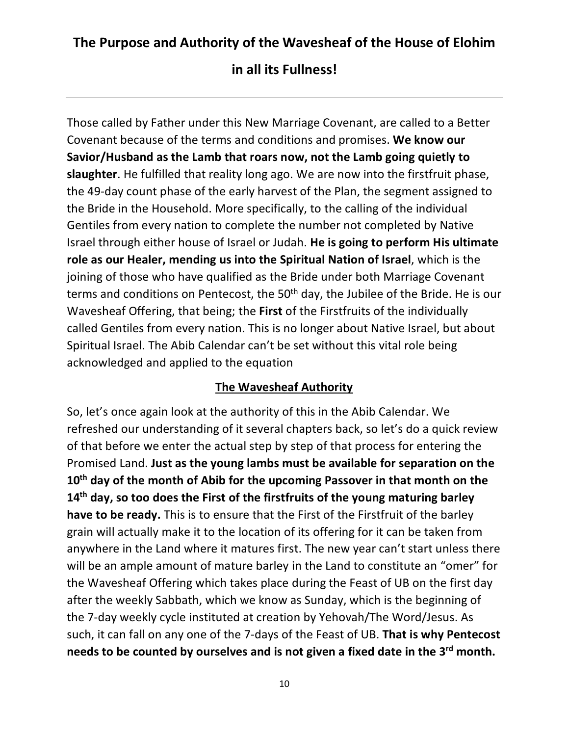# The Purpose and Authority of the Wavesheaf of the House of Elohim in all its Fullness!

---

Those called by Father under this New Marriage Covenant, are called to a Better Covenant because of the terms and conditions and promises. **We know our Savior/Husband as the Lamb that roars now, not the Lamb going quietly to slaughter**. He fulfilled that reality long ago. We are now into the firstfruit phase, the 49-day count phase of the early harvest of the Plan, the segment assigned to the Bride in the Household. More specifically, to the calling of the individual Gentiles from every nation to complete the number not completed by Native Israel through either house of Israel or Judah. **He is going to perform His ultimate role as our Healer, mending us into the Spiritual Nation of Israel**, which is the joining of those who have qualified as the Bride under both Marriage Covenant terms and conditions on Pentecost, the 50th day, the Jubilee of the Bride. He is our Wavesheaf Offering, that being; the **First** of the Firstfruits of the individually called Gentiles from every nation. This is no longer about Native Israel, but about Spiritual Israel. The Abib Calendar can't be set without this vital role being acknowledged and applied to the equation

## The Wavesheaf Authority

So, let's once again look at the authority of this in the Abib Calendar. We refreshed our understanding of it several chapters back, so let's do a quick review of that before we enter the actual step by step of that process for entering the Promised Land. **Just as the young lambs must be available for separation on the 10th day of the month of Abib for the upcoming Passover in that month on the 14th day, so too does the First of the firstfruits of the young maturing barley have to be ready.** This is to ensure that the First of the Firstfruit of the barley grain will actually make it to the location of its offering for it can be taken from anywhere in the Land where it matures first. The new year can't start unless there will be an ample amount of mature barley in the Land to constitute an "omer" for the Wavesheaf Offering which takes place during the Feast of UB on the first day after the weekly Sabbath, which we know as Sunday, which is the beginning of the 7-day weekly cycle instituted at creation by Yehovah/The Word/Jesus. As such, it can fall on any one of the 7-days of the Feast of UB. **That is why Pentecost needs to be counted by ourselves and is not given a fixed date in the 3rd month.**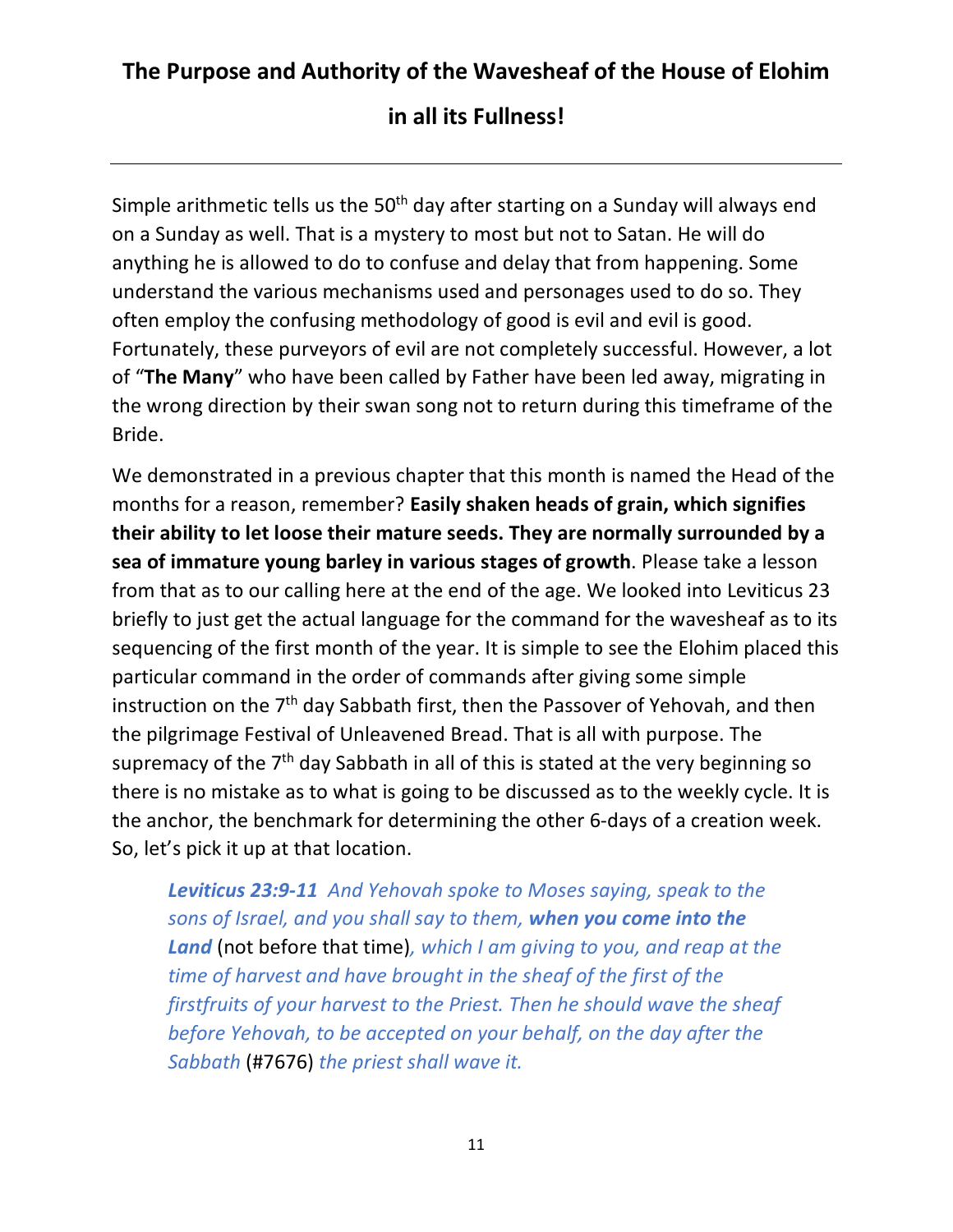# The Purpose and Authority of the Wavesheaf of the House of Elohim in all its Fullness!

---

Simple arithmetic tells us the 50th day after starting on a Sunday will always end on a Sunday as well. That is a mystery to most but not to Satan. He will do anything he is allowed to do to confuse and delay that from happening. Some understand the various mechanisms used and personages used to do so. They often employ the confusing methodology of good is evil and evil is good. Fortunately, these purveyors of evil are not completely successful. However, a lot of "**The Many**" who have been called by Father have been led away, migrating in the wrong direction by their swan song not to return during this timeframe of the Bride.

We demonstrated in a previous chapter that this month is named the Head of the months for a reason, remember? **Easily shaken heads of grain, which signifies their ability to let loose their mature seeds. They are normally surrounded by a sea of immature young barley in various stages of growth**. Please take a lesson from that as to our calling here at the end of the age. We looked into Leviticus 23 briefly to just get the actual language for the command for the wavesheaf as to its sequencing of the first month of the year. It is simple to see the Elohim placed this particular command in the order of commands after giving some simple instruction on the 7th day Sabbath first, then the Passover of Yehovah, and then the pilgrimage Festival of Unleavened Bread. That is all with purpose. The supremacy of the 7th day Sabbath in all of this is stated at the very beginning so there is no mistake as to what is going to be discussed as to the weekly cycle. It is the anchor, the benchmark for determining the other 6-days of a creation week. So, let's pick it up at that location.

> ***Leviticus 23:9-11*** *And Yehovah spoke to Moses saying, speak to the sons of Israel, and you shall say to them,* ***when you come into the Land*** (not before that time)*, which I am giving to you, and reap at the time of harvest and have brought in the sheaf of the first of the firstfruits of your harvest to the Priest. Then he should wave the sheaf before Yehovah, to be accepted on your behalf, on the day after the Sabbath* (#7676) *the priest shall wave it.*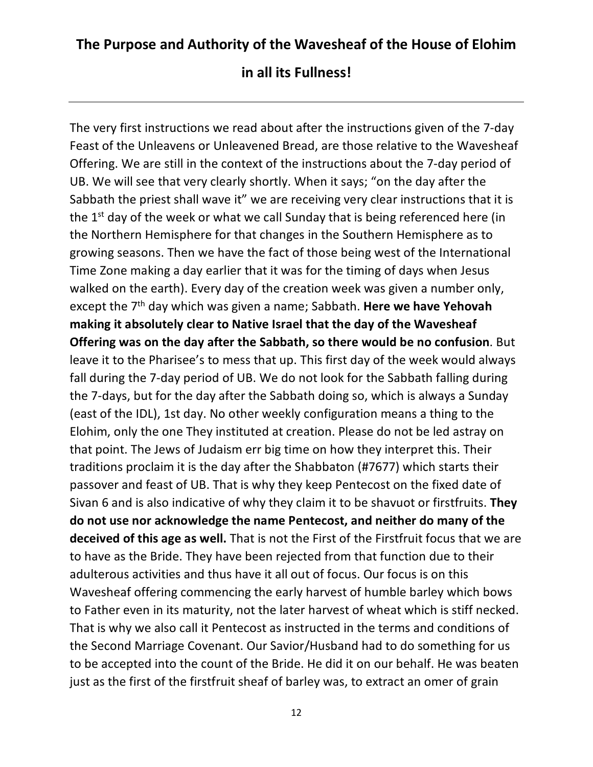# The Purpose and Authority of the Wavesheaf of the House of Elohim in all its Fullness!

---

The very first instructions we read about after the instructions given of the 7-day Feast of the Unleavens or Unleavened Bread, are those relative to the Wavesheaf Offering. We are still in the context of the instructions about the 7-day period of UB. We will see that very clearly shortly. When it says; "on the day after the Sabbath the priest shall wave it" we are receiving very clear instructions that it is the 1st day of the week or what we call Sunday that is being referenced here (in the Northern Hemisphere for that changes in the Southern Hemisphere as to growing seasons. Then we have the fact of those being west of the International Time Zone making a day earlier that it was for the timing of days when Jesus walked on the earth). Every day of the creation week was given a number only, except the 7th day which was given a name; Sabbath. **Here we have Yehovah making it absolutely clear to Native Israel that the day of the Wavesheaf Offering was on the day after the Sabbath, so there would be no confusion**. But leave it to the Pharisee's to mess that up. This first day of the week would always fall during the 7-day period of UB. We do not look for the Sabbath falling during the 7-days, but for the day after the Sabbath doing so, which is always a Sunday (east of the IDL), 1st day. No other weekly configuration means a thing to the Elohim, only the one They instituted at creation. Please do not be led astray on that point. The Jews of Judaism err big time on how they interpret this. Their traditions proclaim it is the day after the Shabbaton (#7677) which starts their passover and feast of UB. That is why they keep Pentecost on the fixed date of Sivan 6 and is also indicative of why they claim it to be shavuot or firstfruits. **They do not use nor acknowledge the name Pentecost, and neither do many of the deceived of this age as well.** That is not the First of the Firstfruit focus that we are to have as the Bride. They have been rejected from that function due to their adulterous activities and thus have it all out of focus. Our focus is on this Wavesheaf offering commencing the early harvest of humble barley which bows to Father even in its maturity, not the later harvest of wheat which is stiff necked. That is why we also call it Pentecost as instructed in the terms and conditions of the Second Marriage Covenant. Our Savior/Husband had to do something for us to be accepted into the count of the Bride. He did it on our behalf. He was beaten just as the first of the firstfruit sheaf of barley was, to extract an omer of grain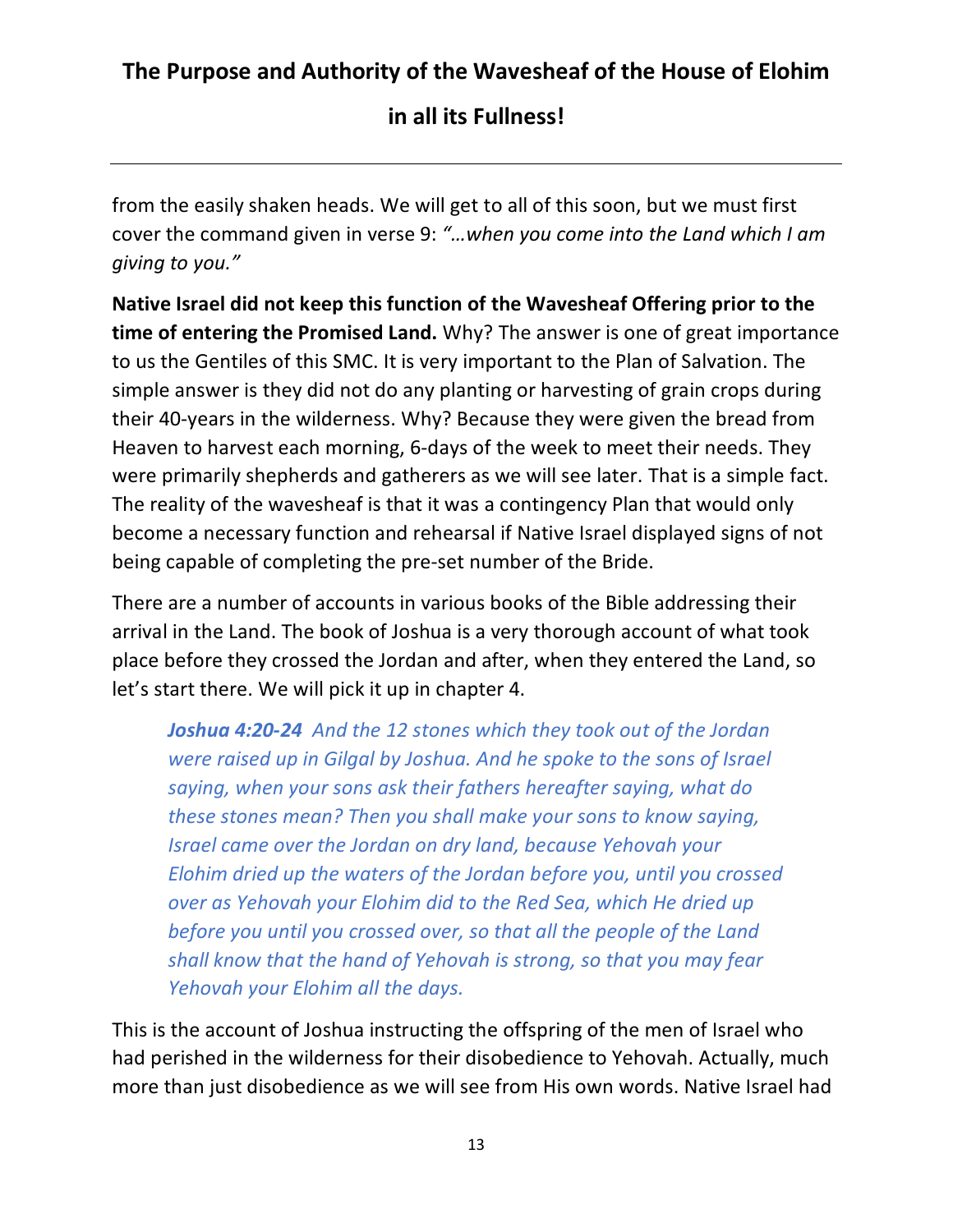from the easily shaken heads. We will get to all of this soon, but we must first cover the command given in verse 9: *"…when you come into the Land which I am giving to you."*

**Native Israel did not keep this function of the Wavesheaf Offering prior to the time of entering the Promised Land.** Why? The answer is one of great importance to us the Gentiles of this SMC. It is very important to the Plan of Salvation. The simple answer is they did not do any planting or harvesting of grain crops during their 40-years in the wilderness. Why? Because they were given the bread from Heaven to harvest each morning, 6-days of the week to meet their needs. They were primarily shepherds and gatherers as we will see later. That is a simple fact. The reality of the wavesheaf is that it was a contingency Plan that would only become a necessary function and rehearsal if Native Israel displayed signs of not being capable of completing the pre-set number of the Bride.

There are a number of accounts in various books of the Bible addressing their arrival in the Land. The book of Joshua is a very thorough account of what took place before they crossed the Jordan and after, when they entered the Land, so let's start there. We will pick it up in chapter 4.

> ***Joshua 4:20-24*** *And the 12 stones which they took out of the Jordan were raised up in Gilgal by Joshua. And he spoke to the sons of Israel saying, when your sons ask their fathers hereafter saying, what do these stones mean? Then you shall make your sons to know saying, Israel came over the Jordan on dry land, because Yehovah your Elohim dried up the waters of the Jordan before you, until you crossed over as Yehovah your Elohim did to the Red Sea, which He dried up before you until you crossed over, so that all the people of the Land shall know that the hand of Yehovah is strong, so that you may fear Yehovah your Elohim all the days.*

This is the account of Joshua instructing the offspring of the men of Israel who had perished in the wilderness for their disobedience to Yehovah. Actually, much more than just disobedience as we will see from His own words. Native Israel had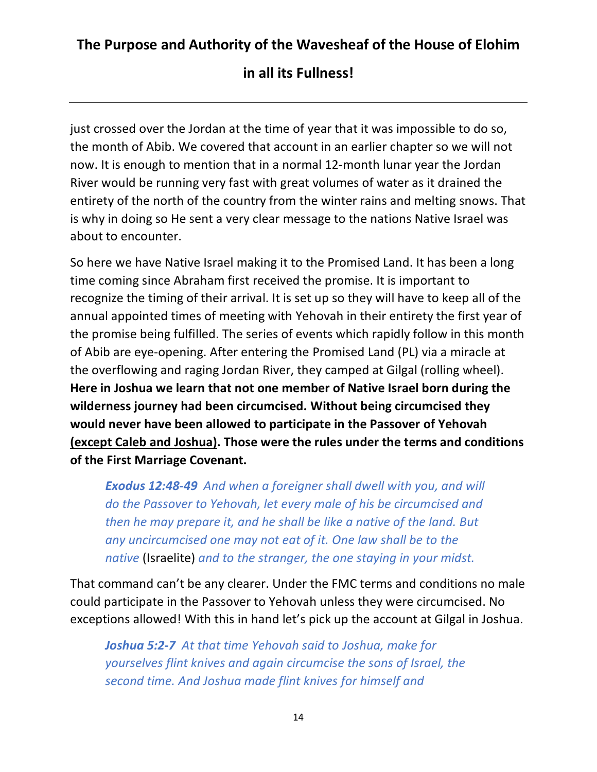just crossed over the Jordan at the time of year that it was impossible to do so, the month of Abib. We covered that account in an earlier chapter so we will not now. It is enough to mention that in a normal 12-month lunar year the Jordan River would be running very fast with great volumes of water as it drained the entirety of the north of the country from the winter rains and melting snows. That is why in doing so He sent a very clear message to the nations Native Israel was about to encounter.

So here we have Native Israel making it to the Promised Land. It has been a long time coming since Abraham first received the promise. It is important to recognize the timing of their arrival. It is set up so they will have to keep all of the annual appointed times of meeting with Yehovah in their entirety the first year of the promise being fulfilled. The series of events which rapidly follow in this month of Abib are eye-opening. After entering the Promised Land (PL) via a miracle at the overflowing and raging Jordan River, they camped at Gilgal (rolling wheel). **Here in Joshua we learn that not one member of Native Israel born during the wilderness journey had been circumcised. Without being circumcised they would never have been allowed to participate in the Passover of Yehovah <u>(except Caleb and Joshua)</u>. Those were the rules under the terms and conditions of the First Marriage Covenant.**

> ***Exodus 12:48-49*** *And when a foreigner shall dwell with you, and will do the Passover to Yehovah, let every male of his be circumcised and then he may prepare it, and he shall be like a native of the land. But any uncircumcised one may not eat of it. One law shall be to the native* (Israelite) *and to the stranger, the one staying in your midst.*

That command can't be any clearer. Under the FMC terms and conditions no male could participate in the Passover to Yehovah unless they were circumcised. No exceptions allowed! With this in hand let's pick up the account at Gilgal in Joshua.

> ***Joshua 5:2-7*** *At that time Yehovah said to Joshua, make for yourselves flint knives and again circumcise the sons of Israel, the second time. And Joshua made flint knives for himself and*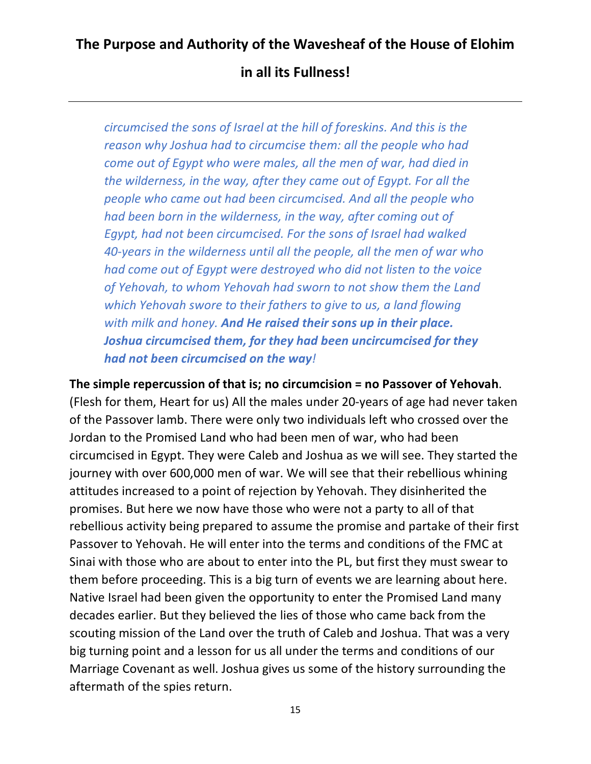*circumcised the sons of Israel at the hill of foreskins. And this is the reason why Joshua had to circumcise them: all the people who had come out of Egypt who were males, all the men of war, had died in the wilderness, in the way, after they came out of Egypt. For all the people who came out had been circumcised. And all the people who had been born in the wilderness, in the way, after coming out of Egypt, had not been circumcised. For the sons of Israel had walked 40-years in the wilderness until all the people, all the men of war who had come out of Egypt were destroyed who did not listen to the voice of Yehovah, to whom Yehovah had sworn to not show them the Land which Yehovah swore to their fathers to give to us, a land flowing with milk and honey.* ***And He raised their sons up in their place. Joshua circumcised them, for they had been uncircumcised for they had not been circumcised on the way****!*

**The simple repercussion of that is; no circumcision = no Passover of Yehovah**. (Flesh for them, Heart for us) All the males under 20-years of age had never taken of the Passover lamb. There were only two individuals left who crossed over the Jordan to the Promised Land who had been men of war, who had been circumcised in Egypt. They were Caleb and Joshua as we will see. They started the journey with over 600,000 men of war. We will see that their rebellious whining attitudes increased to a point of rejection by Yehovah. They disinherited the promises. But here we now have those who were not a party to all of that rebellious activity being prepared to assume the promise and partake of their first Passover to Yehovah. He will enter into the terms and conditions of the FMC at Sinai with those who are about to enter into the PL, but first they must swear to them before proceeding. This is a big turn of events we are learning about here. Native Israel had been given the opportunity to enter the Promised Land many decades earlier. But they believed the lies of those who came back from the scouting mission of the Land over the truth of Caleb and Joshua. That was a very big turning point and a lesson for us all under the terms and conditions of our Marriage Covenant as well. Joshua gives us some of the history surrounding the aftermath of the spies return.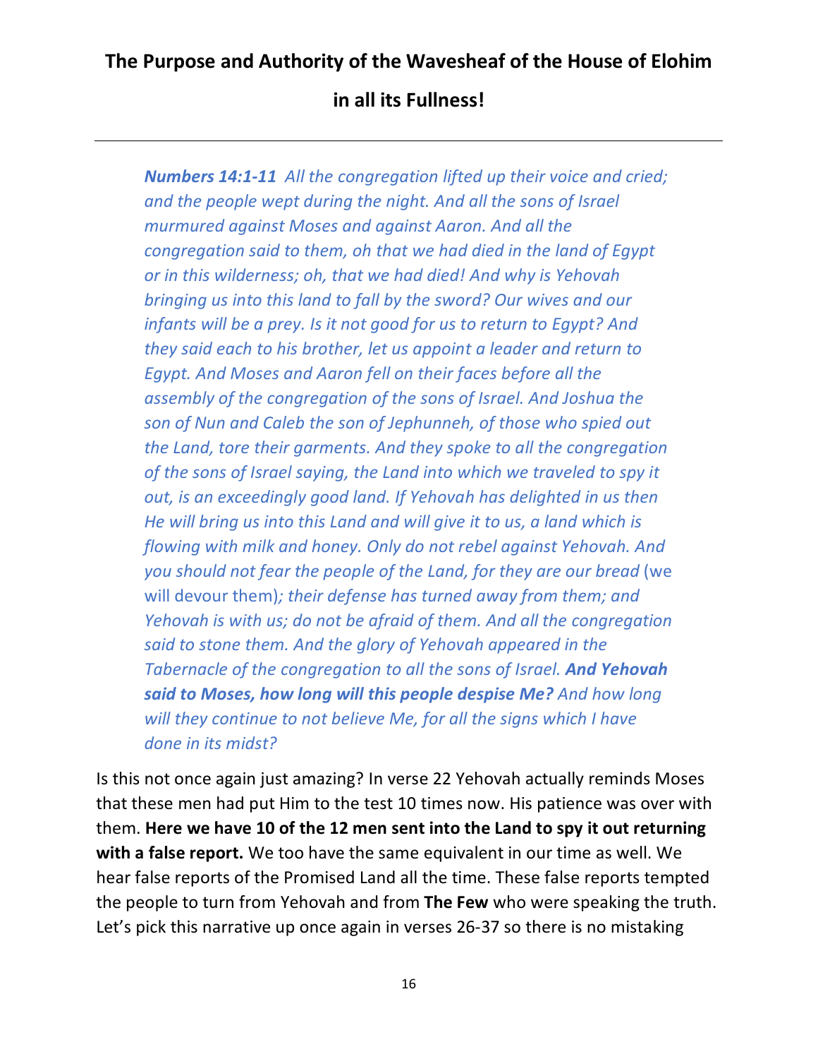**The Purpose and Authority of the Wavesheaf of the House of Elohim in all its Fullness!**

---

> ***Numbers 14:1-11*** *All the congregation lifted up their voice and cried; and the people wept during the night. And all the sons of Israel murmured against Moses and against Aaron. And all the congregation said to them, oh that we had died in the land of Egypt or in this wilderness; oh, that we had died! And why is Yehovah bringing us into this land to fall by the sword? Our wives and our infants will be a prey. Is it not good for us to return to Egypt? And they said each to his brother, let us appoint a leader and return to Egypt. And Moses and Aaron fell on their faces before all the assembly of the congregation of the sons of Israel. And Joshua the son of Nun and Caleb the son of Jephunneh, of those who spied out the Land, tore their garments. And they spoke to all the congregation of the sons of Israel saying, the Land into which we traveled to spy it out, is an exceedingly good land. If Yehovah has delighted in us then He will bring us into this Land and will give it to us, a land which is flowing with milk and honey. Only do not rebel against Yehovah. And you should not fear the people of the Land, for they are our bread* (we will devour them)*; their defense has turned away from them; and Yehovah is with us; do not be afraid of them. And all the congregation said to stone them. And the glory of Yehovah appeared in the Tabernacle of the congregation to all the sons of Israel.* ***And Yehovah said to Moses, how long will this people despise Me?*** *And how long will they continue to not believe Me, for all the signs which I have done in its midst?*

Is this not once again just amazing? In verse 22 Yehovah actually reminds Moses that these men had put Him to the test 10 times now. His patience was over with them. **Here we have 10 of the 12 men sent into the Land to spy it out returning with a false report.** We too have the same equivalent in our time as well. We hear false reports of the Promised Land all the time. These false reports tempted the people to turn from Yehovah and from **The Few** who were speaking the truth. Let's pick this narrative up once again in verses 26-37 so there is no mistaking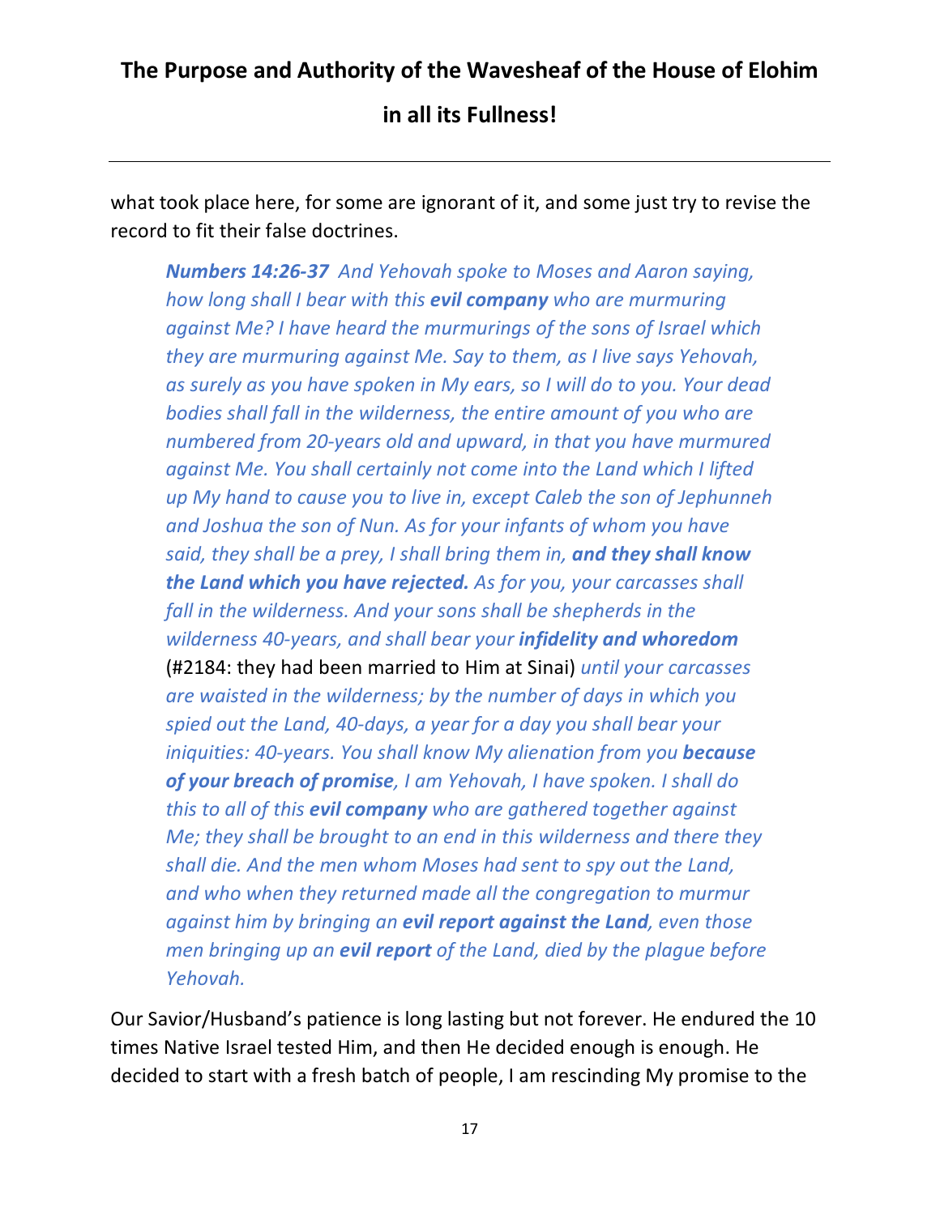what took place here, for some are ignorant of it, and some just try to revise the record to fit their false doctrines.

> ***Numbers 14:26-37*** *And Yehovah spoke to Moses and Aaron saying, how long shall I bear with this* ***evil company*** *who are murmuring against Me? I have heard the murmurings of the sons of Israel which they are murmuring against Me. Say to them, as I live says Yehovah, as surely as you have spoken in My ears, so I will do to you. Your dead bodies shall fall in the wilderness, the entire amount of you who are numbered from 20-years old and upward, in that you have murmured against Me. You shall certainly not come into the Land which I lifted up My hand to cause you to live in, except Caleb the son of Jephunneh and Joshua the son of Nun. As for your infants of whom you have said, they shall be a prey, I shall bring them in,* ***and they shall know the Land which you have rejected.*** *As for you, your carcasses shall fall in the wilderness. And your sons shall be shepherds in the wilderness 40-years, and shall bear your* ***infidelity and whoredom*** (#2184: they had been married to Him at Sinai) *until your carcasses are waisted in the wilderness; by the number of days in which you spied out the Land, 40-days, a year for a day you shall bear your iniquities: 40-years. You shall know My alienation from you* ***because of your breach of promise****, I am Yehovah, I have spoken. I shall do this to all of this* ***evil company*** *who are gathered together against Me; they shall be brought to an end in this wilderness and there they shall die. And the men whom Moses had sent to spy out the Land, and who when they returned made all the congregation to murmur against him by bringing an* ***evil report against the Land****, even those men bringing up an* ***evil report*** *of the Land, died by the plague before Yehovah.*

Our Savior/Husband's patience is long lasting but not forever. He endured the 10 times Native Israel tested Him, and then He decided enough is enough. He decided to start with a fresh batch of people, I am rescinding My promise to the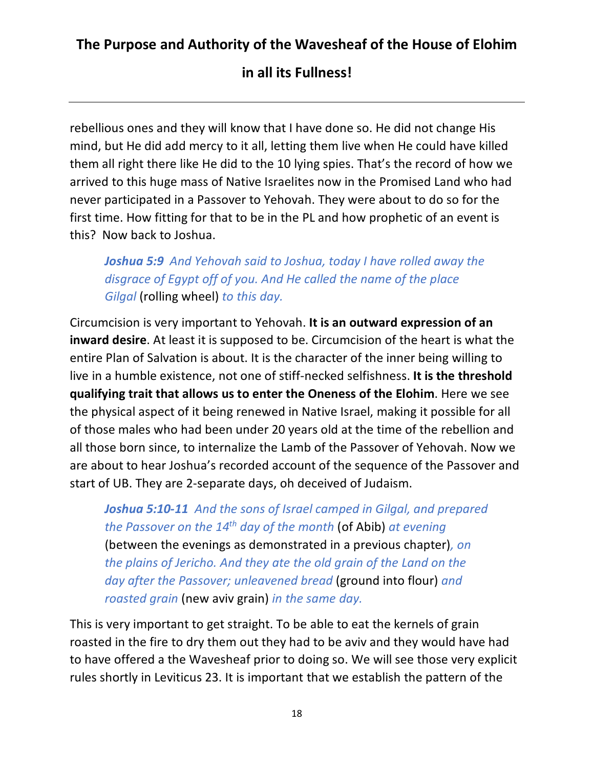rebellious ones and they will know that I have done so. He did not change His mind, but He did add mercy to it all, letting them live when He could have killed them all right there like He did to the 10 lying spies. That's the record of how we arrived to this huge mass of Native Israelites now in the Promised Land who had never participated in a Passover to Yehovah. They were about to do so for the first time. How fitting for that to be in the PL and how prophetic of an event is this? Now back to Joshua.

> ***Joshua 5:9*** *And Yehovah said to Joshua, today I have rolled away the disgrace of Egypt off of you. And He called the name of the place Gilgal* (rolling wheel) *to this day.*

Circumcision is very important to Yehovah. **It is an outward expression of an inward desire**. At least it is supposed to be. Circumcision of the heart is what the entire Plan of Salvation is about. It is the character of the inner being willing to live in a humble existence, not one of stiff-necked selfishness. **It is the threshold qualifying trait that allows us to enter the Oneness of the Elohim**. Here we see the physical aspect of it being renewed in Native Israel, making it possible for all of those males who had been under 20 years old at the time of the rebellion and all those born since, to internalize the Lamb of the Passover of Yehovah. Now we are about to hear Joshua's recorded account of the sequence of the Passover and start of UB. They are 2-separate days, oh deceived of Judaism.

> ***Joshua 5:10-11*** *And the sons of Israel camped in Gilgal, and prepared the Passover on the 14th day of the month* (of Abib) *at evening* (between the evenings as demonstrated in a previous chapter)*, on the plains of Jericho. And they ate the old grain of the Land on the day after the Passover; unleavened bread* (ground into flour) *and roasted grain* (new aviv grain) *in the same day.*

This is very important to get straight. To be able to eat the kernels of grain roasted in the fire to dry them out they had to be aviv and they would have had to have offered a the Wavesheaf prior to doing so. We will see those very explicit rules shortly in Leviticus 23. It is important that we establish the pattern of the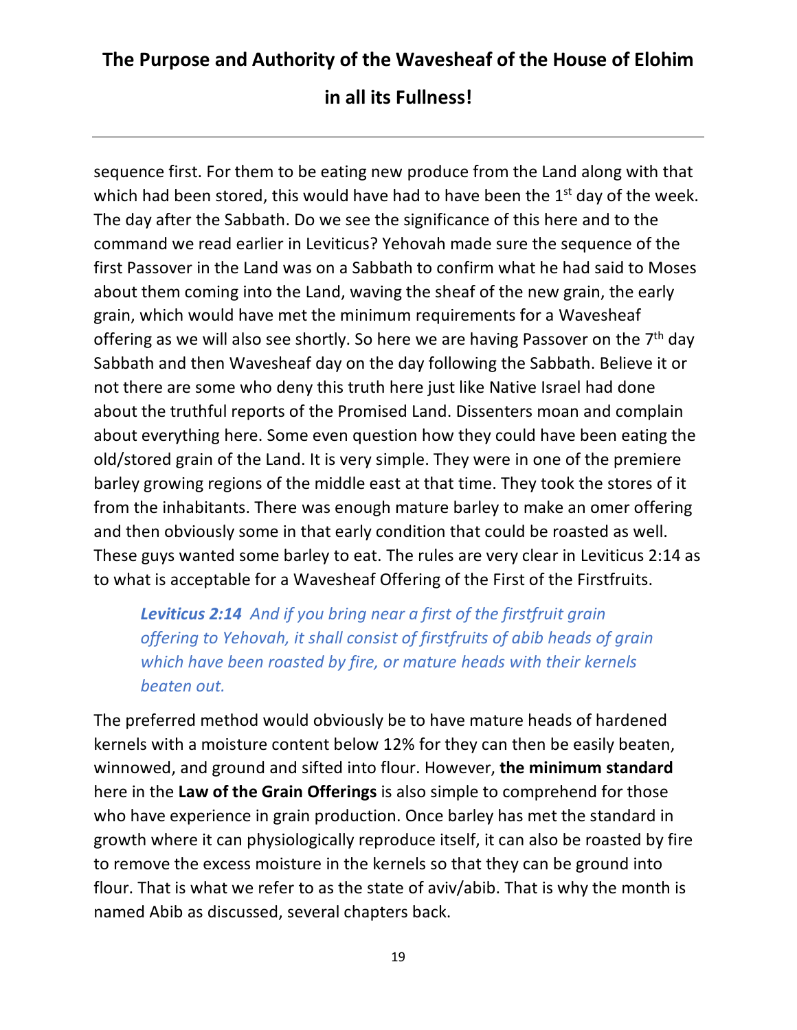sequence first. For them to be eating new produce from the Land along with that which had been stored, this would have had to have been the 1st day of the week. The day after the Sabbath. Do we see the significance of this here and to the command we read earlier in Leviticus? Yehovah made sure the sequence of the first Passover in the Land was on a Sabbath to confirm what he had said to Moses about them coming into the Land, waving the sheaf of the new grain, the early grain, which would have met the minimum requirements for a Wavesheaf offering as we will also see shortly. So here we are having Passover on the 7th day Sabbath and then Wavesheaf day on the day following the Sabbath. Believe it or not there are some who deny this truth here just like Native Israel had done about the truthful reports of the Promised Land. Dissenters moan and complain about everything here. Some even question how they could have been eating the old/stored grain of the Land. It is very simple. They were in one of the premiere barley growing regions of the middle east at that time. They took the stores of it from the inhabitants. There was enough mature barley to make an omer offering and then obviously some in that early condition that could be roasted as well. These guys wanted some barley to eat. The rules are very clear in Leviticus 2:14 as to what is acceptable for a Wavesheaf Offering of the First of the Firstfruits.

> ***Leviticus 2:14*** *And if you bring near a first of the firstfruit grain offering to Yehovah, it shall consist of firstfruits of abib heads of grain which have been roasted by fire, or mature heads with their kernels beaten out.*

The preferred method would obviously be to have mature heads of hardened kernels with a moisture content below 12% for they can then be easily beaten, winnowed, and ground and sifted into flour. However, **the minimum standard** here in the **Law of the Grain Offerings** is also simple to comprehend for those who have experience in grain production. Once barley has met the standard in growth where it can physiologically reproduce itself, it can also be roasted by fire to remove the excess moisture in the kernels so that they can be ground into flour. That is what we refer to as the state of aviv/abib. That is why the month is named Abib as discussed, several chapters back.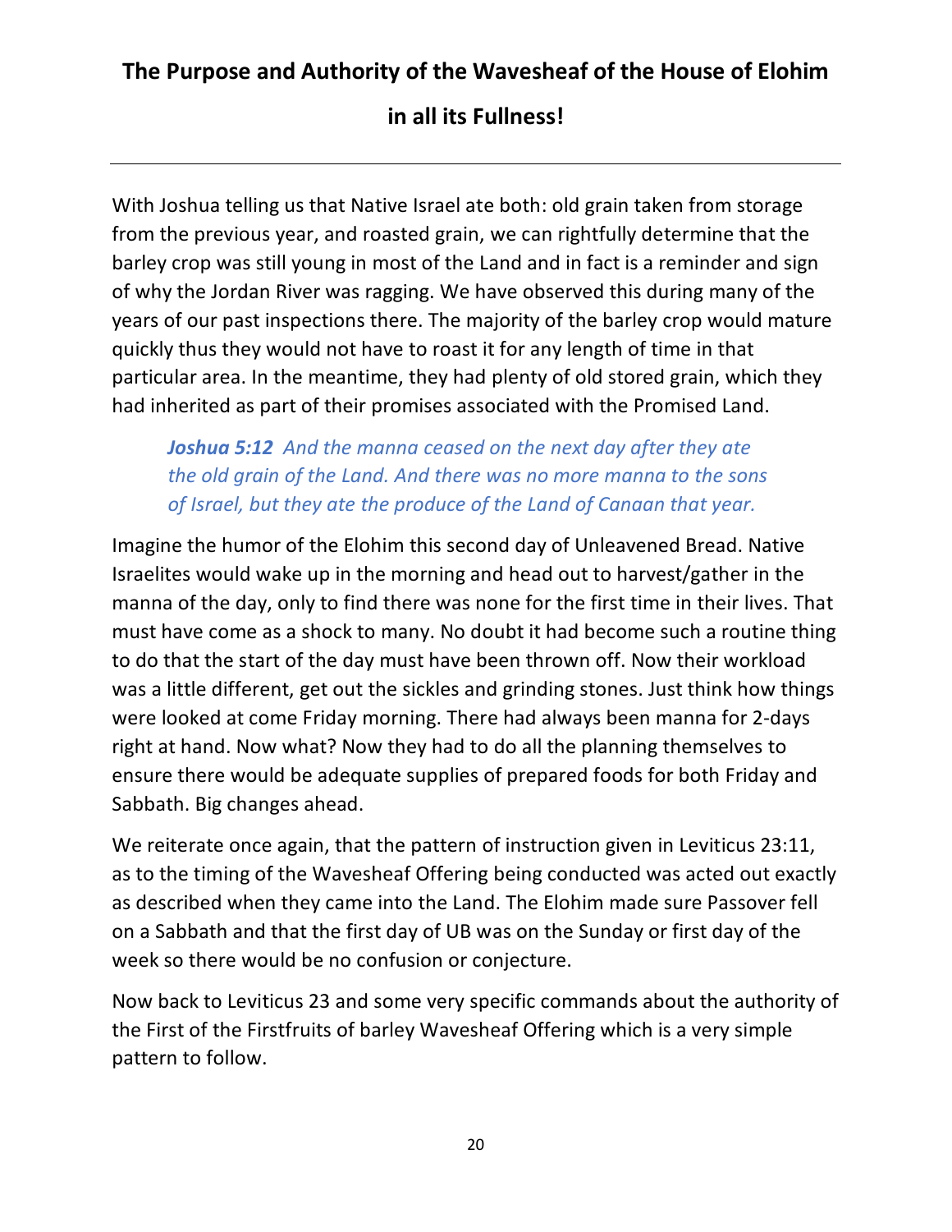**The Purpose and Authority of the Wavesheaf of the House of Elohim in all its Fullness!**

With Joshua telling us that Native Israel ate both: old grain taken from storage from the previous year, and roasted grain, we can rightfully determine that the barley crop was still young in most of the Land and in fact is a reminder and sign of why the Jordan River was ragging. We have observed this during many of the years of our past inspections there. The majority of the barley crop would mature quickly thus they would not have to roast it for any length of time in that particular area. In the meantime, they had plenty of old stored grain, which they had inherited as part of their promises associated with the Promised Land.

> ***Joshua 5:12*** *And the manna ceased on the next day after they ate the old grain of the Land. And there was no more manna to the sons of Israel, but they ate the produce of the Land of Canaan that year.*

Imagine the humor of the Elohim this second day of Unleavened Bread. Native Israelites would wake up in the morning and head out to harvest/gather in the manna of the day, only to find there was none for the first time in their lives. That must have come as a shock to many. No doubt it had become such a routine thing to do that the start of the day must have been thrown off. Now their workload was a little different, get out the sickles and grinding stones. Just think how things were looked at come Friday morning. There had always been manna for 2-days right at hand. Now what? Now they had to do all the planning themselves to ensure there would be adequate supplies of prepared foods for both Friday and Sabbath. Big changes ahead.

We reiterate once again, that the pattern of instruction given in Leviticus 23:11, as to the timing of the Wavesheaf Offering being conducted was acted out exactly as described when they came into the Land. The Elohim made sure Passover fell on a Sabbath and that the first day of UB was on the Sunday or first day of the week so there would be no confusion or conjecture.

Now back to Leviticus 23 and some very specific commands about the authority of the First of the Firstfruits of barley Wavesheaf Offering which is a very simple pattern to follow.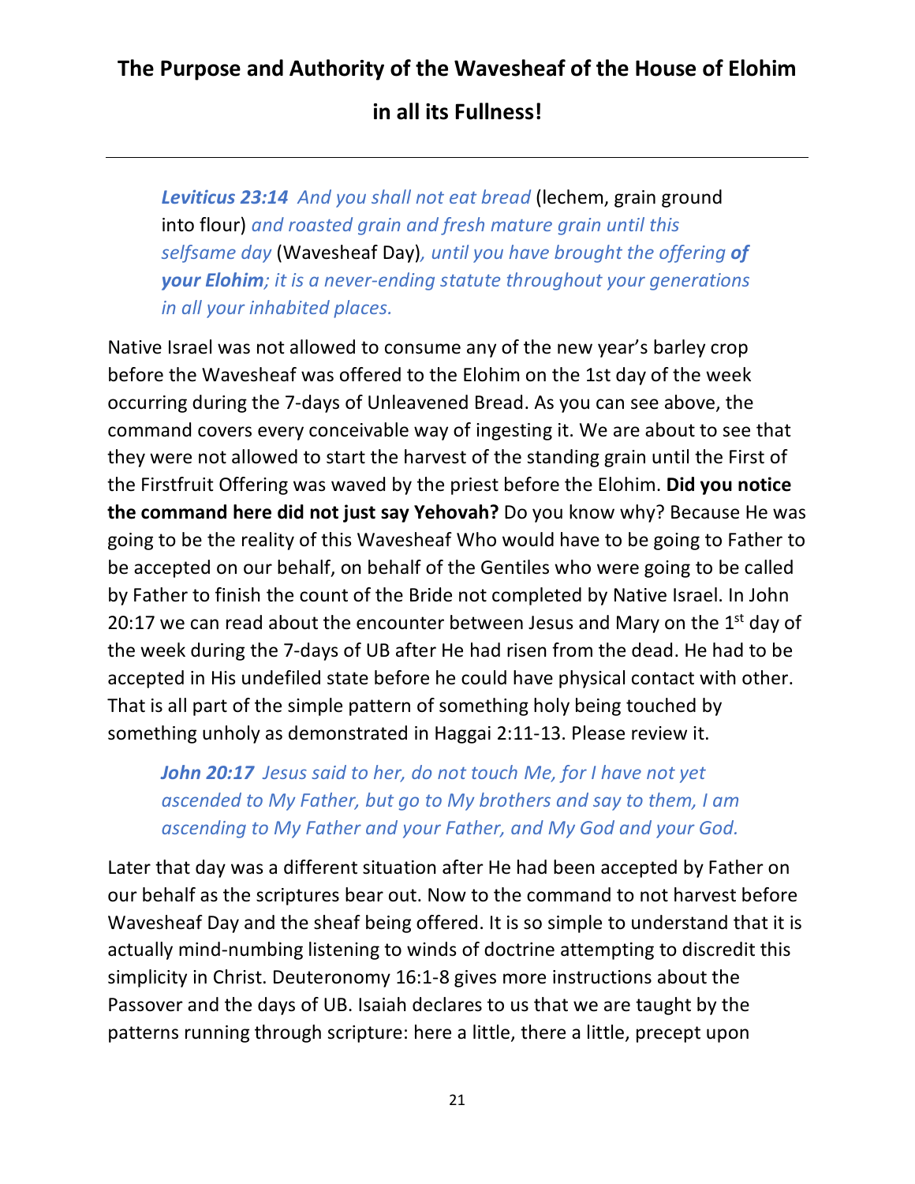**The Purpose and Authority of the Wavesheaf of the House of Elohim in all its Fullness!**

---

> ***Leviticus 23:14*** *And you shall not eat bread* (lechem, grain ground into flour) *and roasted grain and fresh mature grain until this selfsame day* (Wavesheaf Day)*, until you have brought the offering **of your Elohim**; it is a never-ending statute throughout your generations in all your inhabited places.*

Native Israel was not allowed to consume any of the new year's barley crop before the Wavesheaf was offered to the Elohim on the 1st day of the week occurring during the 7-days of Unleavened Bread. As you can see above, the command covers every conceivable way of ingesting it. We are about to see that they were not allowed to start the harvest of the standing grain until the First of the Firstfruit Offering was waved by the priest before the Elohim. **Did you notice the command here did not just say Yehovah?** Do you know why? Because He was going to be the reality of this Wavesheaf Who would have to be going to Father to be accepted on our behalf, on behalf of the Gentiles who were going to be called by Father to finish the count of the Bride not completed by Native Israel. In John 20:17 we can read about the encounter between Jesus and Mary on the 1st day of the week during the 7-days of UB after He had risen from the dead. He had to be accepted in His undefiled state before he could have physical contact with other. That is all part of the simple pattern of something holy being touched by something unholy as demonstrated in Haggai 2:11-13. Please review it.

> ***John 20:17*** *Jesus said to her, do not touch Me, for I have not yet ascended to My Father, but go to My brothers and say to them, I am ascending to My Father and your Father, and My God and your God.*

Later that day was a different situation after He had been accepted by Father on our behalf as the scriptures bear out. Now to the command to not harvest before Wavesheaf Day and the sheaf being offered. It is so simple to understand that it is actually mind-numbing listening to winds of doctrine attempting to discredit this simplicity in Christ. Deuteronomy 16:1-8 gives more instructions about the Passover and the days of UB. Isaiah declares to us that we are taught by the patterns running through scripture: here a little, there a little, precept upon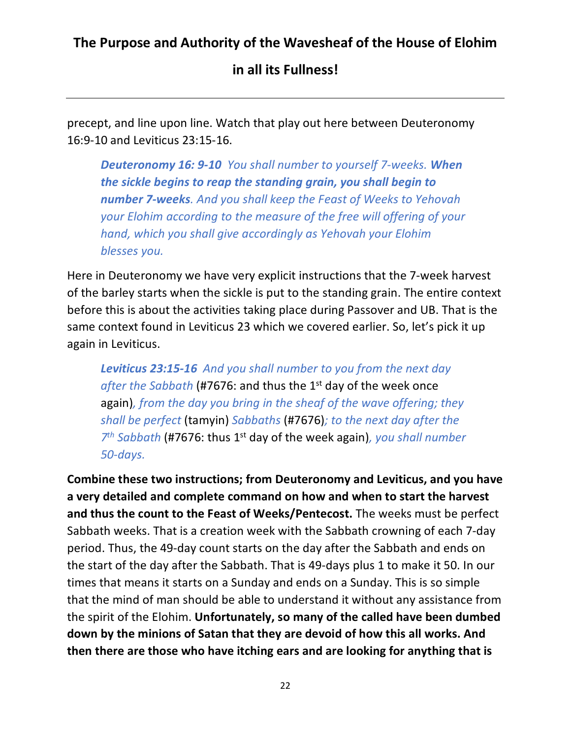precept, and line upon line. Watch that play out here between Deuteronomy 16:9-10 and Leviticus 23:15-16.

> ***Deuteronomy 16: 9-10*** *You shall number to yourself 7-weeks.* ***When the sickle begins to reap the standing grain, you shall begin to number 7-weeks****. And you shall keep the Feast of Weeks to Yehovah your Elohim according to the measure of the free will offering of your hand, which you shall give accordingly as Yehovah your Elohim blesses you.*

Here in Deuteronomy we have very explicit instructions that the 7-week harvest of the barley starts when the sickle is put to the standing grain. The entire context before this is about the activities taking place during Passover and UB. That is the same context found in Leviticus 23 which we covered earlier. So, let's pick it up again in Leviticus.

> ***Leviticus 23:15-16*** *And you shall number to you from the next day after the Sabbath* (#7676: and thus the 1st day of the week once again)*, from the day you bring in the sheaf of the wave offering; they shall be perfect* (tamyin) *Sabbaths* (#7676)*; to the next day after the 7th Sabbath* (#7676: thus 1st day of the week again)*, you shall number 50-days.*

**Combine these two instructions; from Deuteronomy and Leviticus, and you have a very detailed and complete command on how and when to start the harvest and thus the count to the Feast of Weeks/Pentecost.** The weeks must be perfect Sabbath weeks. That is a creation week with the Sabbath crowning of each 7-day period. Thus, the 49-day count starts on the day after the Sabbath and ends on the start of the day after the Sabbath. That is 49-days plus 1 to make it 50. In our times that means it starts on a Sunday and ends on a Sunday. This is so simple that the mind of man should be able to understand it without any assistance from the spirit of the Elohim. **Unfortunately, so many of the called have been dumbed down by the minions of Satan that they are devoid of how this all works. And then there are those who have itching ears and are looking for anything that is**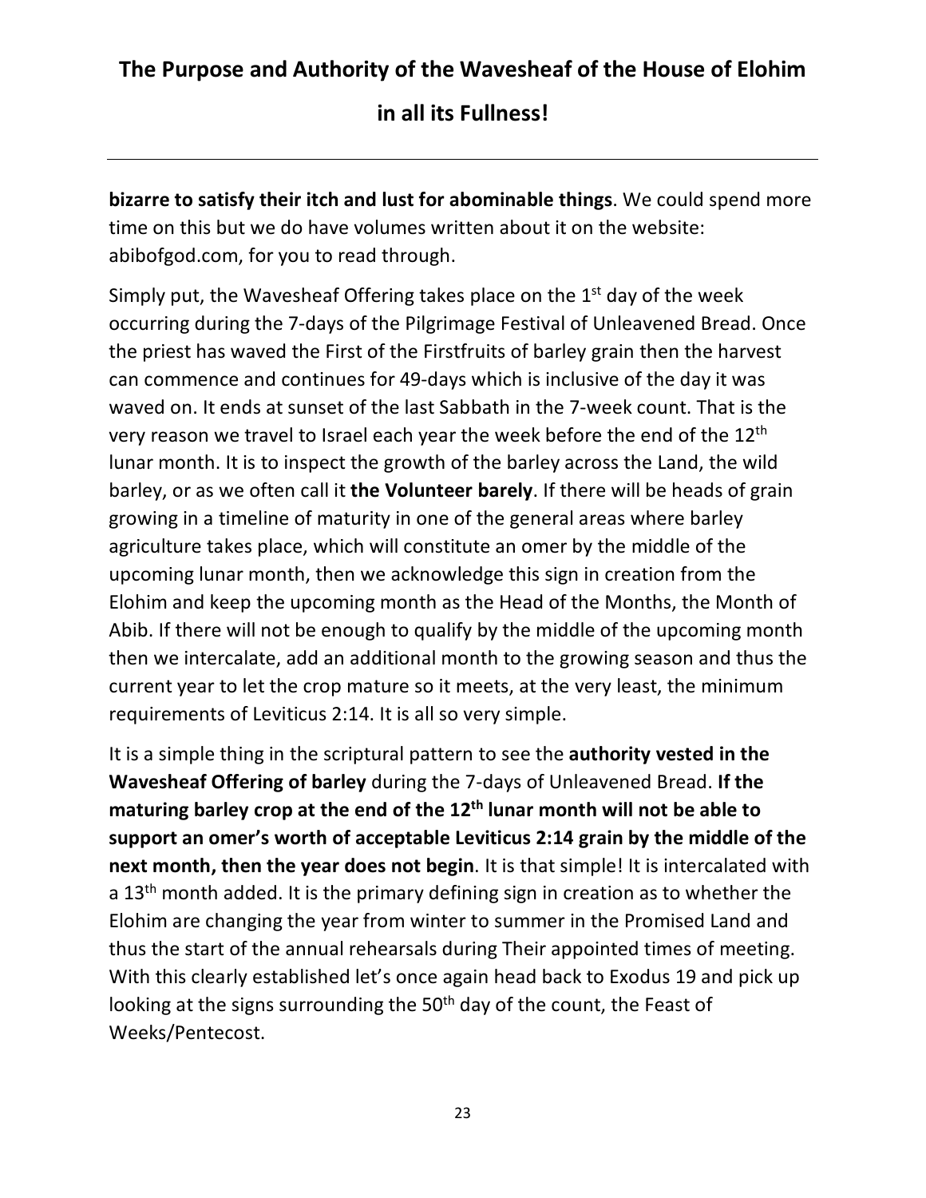**bizarre to satisfy their itch and lust for abominable things**. We could spend more time on this but we do have volumes written about it on the website: abibofgod.com, for you to read through.

Simply put, the Wavesheaf Offering takes place on the 1st day of the week occurring during the 7-days of the Pilgrimage Festival of Unleavened Bread. Once the priest has waved the First of the Firstfruits of barley grain then the harvest can commence and continues for 49-days which is inclusive of the day it was waved on. It ends at sunset of the last Sabbath in the 7-week count. That is the very reason we travel to Israel each year the week before the end of the 12th lunar month. It is to inspect the growth of the barley across the Land, the wild barley, or as we often call it **the Volunteer barely**. If there will be heads of grain growing in a timeline of maturity in one of the general areas where barley agriculture takes place, which will constitute an omer by the middle of the upcoming lunar month, then we acknowledge this sign in creation from the Elohim and keep the upcoming month as the Head of the Months, the Month of Abib. If there will not be enough to qualify by the middle of the upcoming month then we intercalate, add an additional month to the growing season and thus the current year to let the crop mature so it meets, at the very least, the minimum requirements of Leviticus 2:14. It is all so very simple.

It is a simple thing in the scriptural pattern to see the **authority vested in the Wavesheaf Offering of barley** during the 7-days of Unleavened Bread. **If the maturing barley crop at the end of the 12th lunar month will not be able to support an omer's worth of acceptable Leviticus 2:14 grain by the middle of the next month, then the year does not begin**. It is that simple! It is intercalated with a 13th month added. It is the primary defining sign in creation as to whether the Elohim are changing the year from winter to summer in the Promised Land and thus the start of the annual rehearsals during Their appointed times of meeting. With this clearly established let's once again head back to Exodus 19 and pick up looking at the signs surrounding the 50th day of the count, the Feast of Weeks/Pentecost.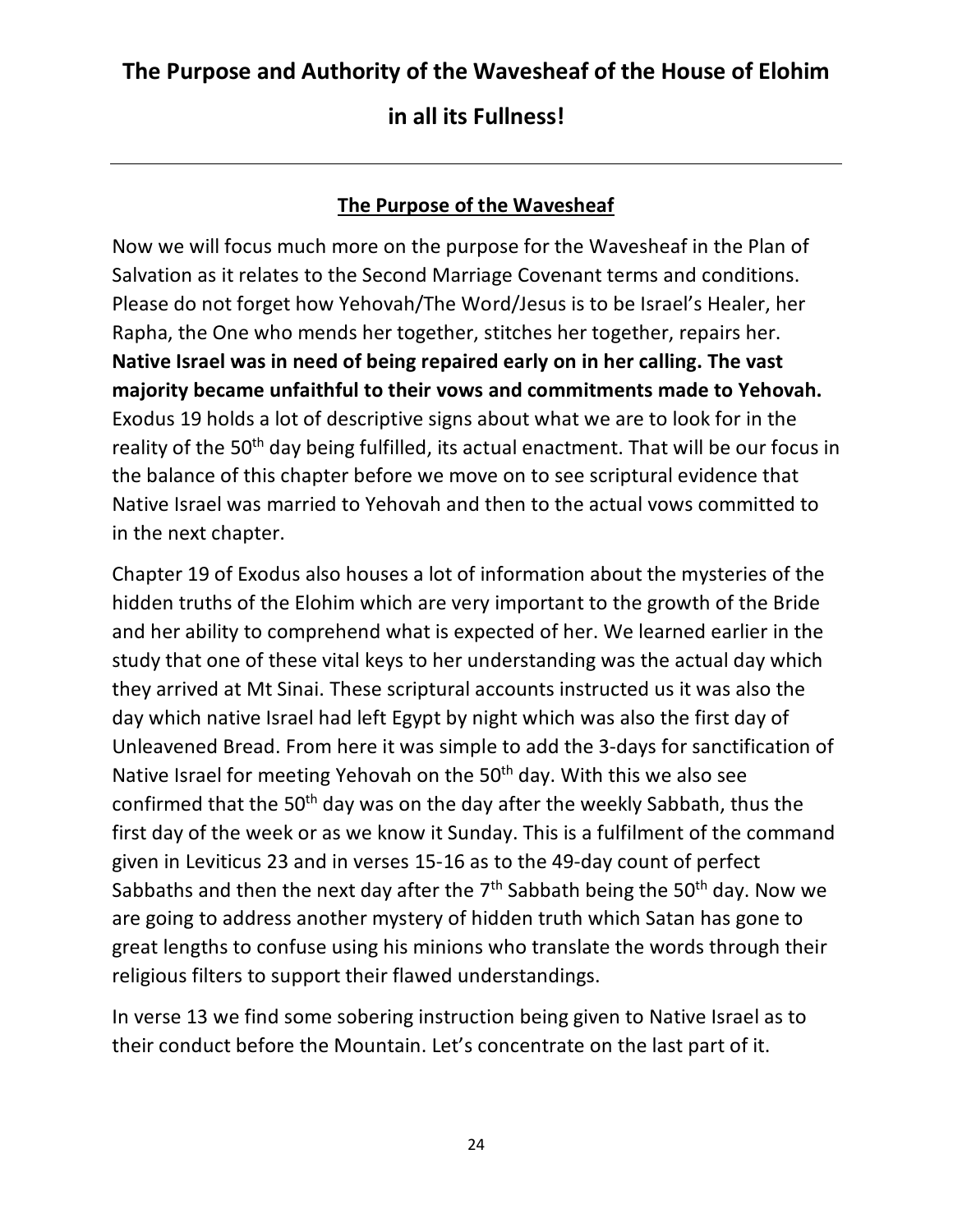# The Purpose and Authority of the Wavesheaf of the House of Elohim in all its Fullness!

---

## The Purpose of the Wavesheaf

Now we will focus much more on the purpose for the Wavesheaf in the Plan of Salvation as it relates to the Second Marriage Covenant terms and conditions. Please do not forget how Yehovah/The Word/Jesus is to be Israel's Healer, her Rapha, the One who mends her together, stitches her together, repairs her. **Native Israel was in need of being repaired early on in her calling. The vast majority became unfaithful to their vows and commitments made to Yehovah.** Exodus 19 holds a lot of descriptive signs about what we are to look for in the reality of the 50th day being fulfilled, its actual enactment. That will be our focus in the balance of this chapter before we move on to see scriptural evidence that Native Israel was married to Yehovah and then to the actual vows committed to in the next chapter.

Chapter 19 of Exodus also houses a lot of information about the mysteries of the hidden truths of the Elohim which are very important to the growth of the Bride and her ability to comprehend what is expected of her. We learned earlier in the study that one of these vital keys to her understanding was the actual day which they arrived at Mt Sinai. These scriptural accounts instructed us it was also the day which native Israel had left Egypt by night which was also the first day of Unleavened Bread. From here it was simple to add the 3-days for sanctification of Native Israel for meeting Yehovah on the 50th day. With this we also see confirmed that the 50th day was on the day after the weekly Sabbath, thus the first day of the week or as we know it Sunday. This is a fulfilment of the command given in Leviticus 23 and in verses 15-16 as to the 49-day count of perfect Sabbaths and then the next day after the 7th Sabbath being the 50th day. Now we are going to address another mystery of hidden truth which Satan has gone to great lengths to confuse using his minions who translate the words through their religious filters to support their flawed understandings.

In verse 13 we find some sobering instruction being given to Native Israel as to their conduct before the Mountain. Let's concentrate on the last part of it.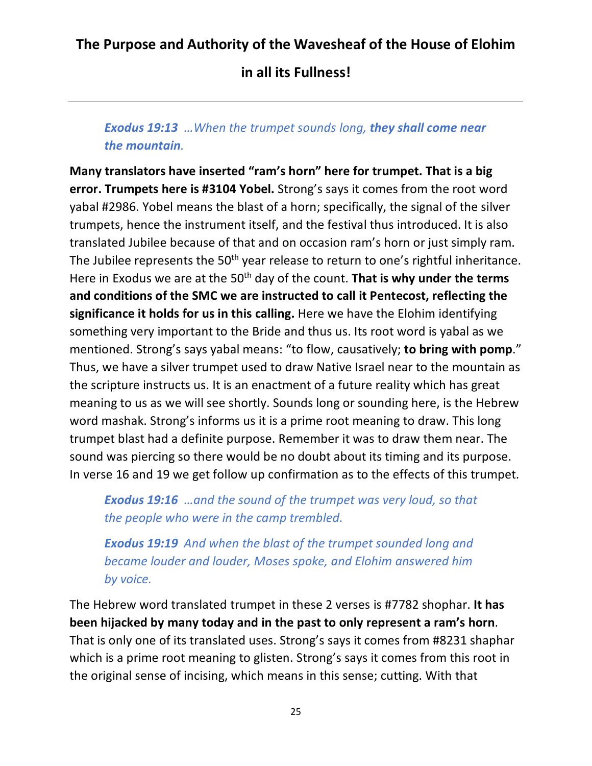# The Purpose and Authority of the Wavesheaf of the House of Elohim in all its Fullness!

---

> ***Exodus 19:13*** *…When the trumpet sounds long,* ***they shall come near the mountain****.*

**Many translators have inserted "ram's horn" here for trumpet. That is a big error. Trumpets here is #3104 Yobel.** Strong's says it comes from the root word yabal #2986. Yobel means the blast of a horn; specifically, the signal of the silver trumpets, hence the instrument itself, and the festival thus introduced. It is also translated Jubilee because of that and on occasion ram's horn or just simply ram. The Jubilee represents the 50th year release to return to one's rightful inheritance. Here in Exodus we are at the 50th day of the count. **That is why under the terms and conditions of the SMC we are instructed to call it Pentecost, reflecting the significance it holds for us in this calling.** Here we have the Elohim identifying something very important to the Bride and thus us. Its root word is yabal as we mentioned. Strong's says yabal means: "to flow, causatively; **to bring with pomp**." Thus, we have a silver trumpet used to draw Native Israel near to the mountain as the scripture instructs us. It is an enactment of a future reality which has great meaning to us as we will see shortly. Sounds long or sounding here, is the Hebrew word mashak. Strong's informs us it is a prime root meaning to draw. This long trumpet blast had a definite purpose. Remember it was to draw them near. The sound was piercing so there would be no doubt about its timing and its purpose. In verse 16 and 19 we get follow up confirmation as to the effects of this trumpet.

> ***Exodus 19:16*** *…and the sound of the trumpet was very loud, so that the people who were in the camp trembled.*

> ***Exodus 19:19*** *And when the blast of the trumpet sounded long and became louder and louder, Moses spoke, and Elohim answered him by voice.*

The Hebrew word translated trumpet in these 2 verses is #7782 shophar. **It has been hijacked by many today and in the past to only represent a ram's horn**. That is only one of its translated uses. Strong's says it comes from #8231 shaphar which is a prime root meaning to glisten. Strong's says it comes from this root in the original sense of incising, which means in this sense; cutting. With that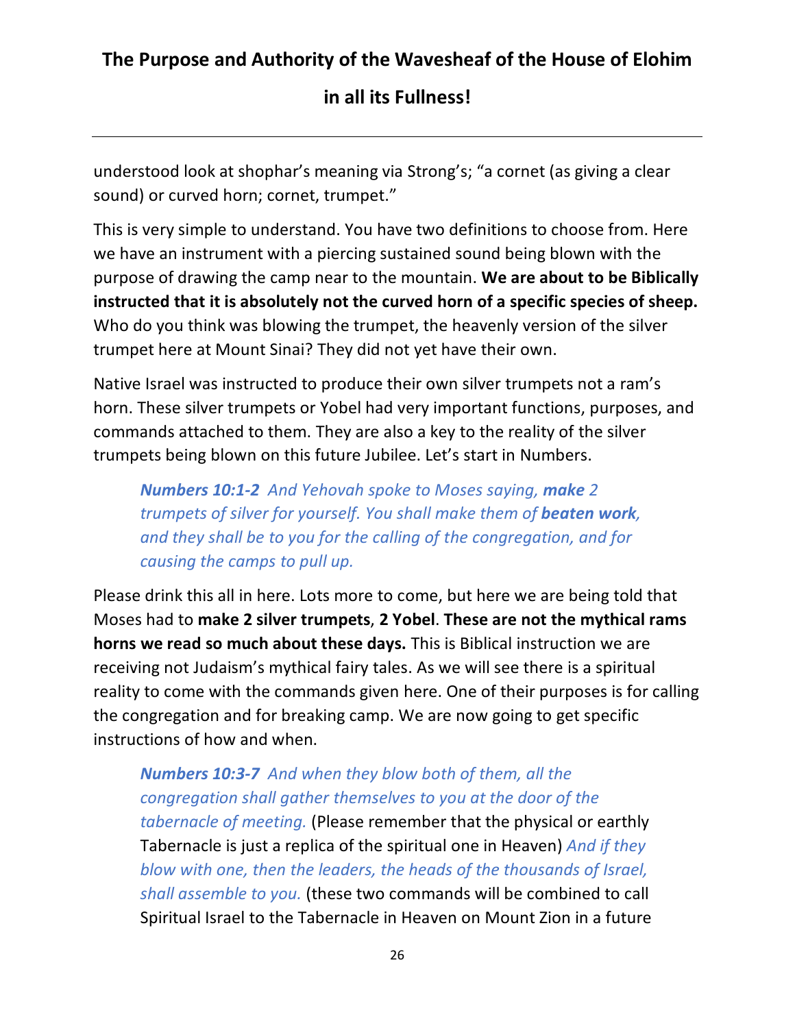understood look at shophar's meaning via Strong's; "a cornet (as giving a clear sound) or curved horn; cornet, trumpet."

This is very simple to understand. You have two definitions to choose from. Here we have an instrument with a piercing sustained sound being blown with the purpose of drawing the camp near to the mountain. **We are about to be Biblically instructed that it is absolutely not the curved horn of a specific species of sheep.** Who do you think was blowing the trumpet, the heavenly version of the silver trumpet here at Mount Sinai? They did not yet have their own.

Native Israel was instructed to produce their own silver trumpets not a ram's horn. These silver trumpets or Yobel had very important functions, purposes, and commands attached to them. They are also a key to the reality of the silver trumpets being blown on this future Jubilee. Let's start in Numbers.

> ***Numbers 10:1-2*** *And Yehovah spoke to Moses saying,* ***make*** *2 trumpets of silver for yourself. You shall make them of* ***beaten work****, and they shall be to you for the calling of the congregation, and for causing the camps to pull up.*

Please drink this all in here. Lots more to come, but here we are being told that Moses had to **make 2 silver trumpets**, **2 Yobel**. **These are not the mythical rams horns we read so much about these days.** This is Biblical instruction we are receiving not Judaism's mythical fairy tales. As we will see there is a spiritual reality to come with the commands given here. One of their purposes is for calling the congregation and for breaking camp. We are now going to get specific instructions of how and when.

> ***Numbers 10:3-7*** *And when they blow both of them, all the congregation shall gather themselves to you at the door of the tabernacle of meeting.* (Please remember that the physical or earthly Tabernacle is just a replica of the spiritual one in Heaven) *And if they blow with one, then the leaders, the heads of the thousands of Israel, shall assemble to you.* (these two commands will be combined to call Spiritual Israel to the Tabernacle in Heaven on Mount Zion in a future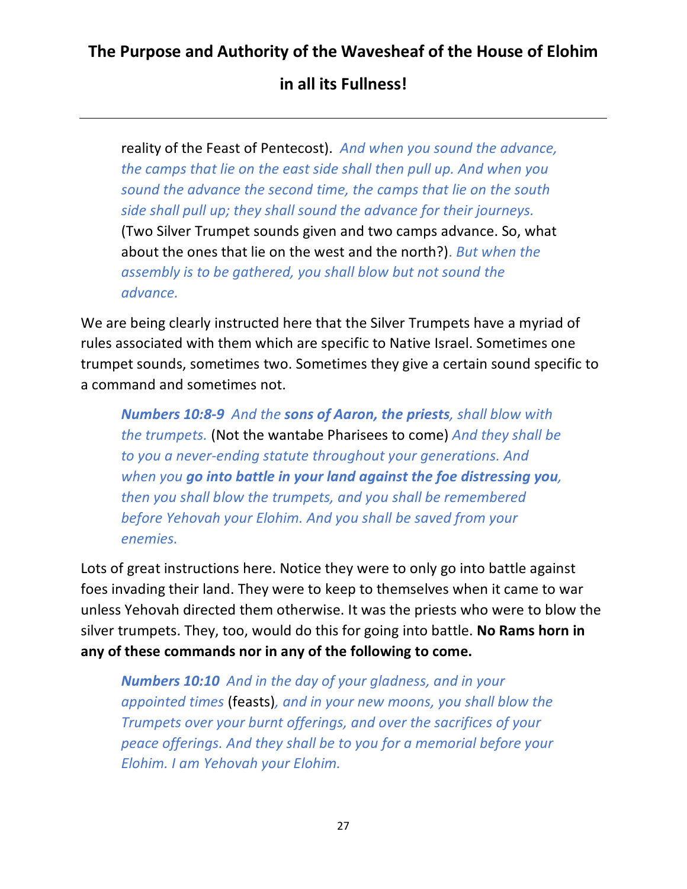reality of the Feast of Pentecost). *And when you sound the advance, the camps that lie on the east side shall then pull up. And when you sound the advance the second time, the camps that lie on the south side shall pull up; they shall sound the advance for their journeys.* (Two Silver Trumpet sounds given and two camps advance. So, what about the ones that lie on the west and the north?)*. But when the assembly is to be gathered, you shall blow but not sound the advance.*

We are being clearly instructed here that the Silver Trumpets have a myriad of rules associated with them which are specific to Native Israel. Sometimes one trumpet sounds, sometimes two. Sometimes they give a certain sound specific to a command and sometimes not.

> ***Numbers 10:8-9*** *And the **sons of Aaron, the priests**, shall blow with the trumpets.* (Not the wantabe Pharisees to come) *And they shall be to you a never-ending statute throughout your generations. And when you **go into battle in your land against the foe distressing you**, then you shall blow the trumpets, and you shall be remembered before Yehovah your Elohim. And you shall be saved from your enemies.*

Lots of great instructions here. Notice they were to only go into battle against foes invading their land. They were to keep to themselves when it came to war unless Yehovah directed them otherwise. It was the priests who were to blow the silver trumpets. They, too, would do this for going into battle. **No Rams horn in any of these commands nor in any of the following to come.**

> ***Numbers 10:10*** *And in the day of your gladness, and in your appointed times* (feasts)*, and in your new moons, you shall blow the Trumpets over your burnt offerings, and over the sacrifices of your peace offerings. And they shall be to you for a memorial before your Elohim. I am Yehovah your Elohim.*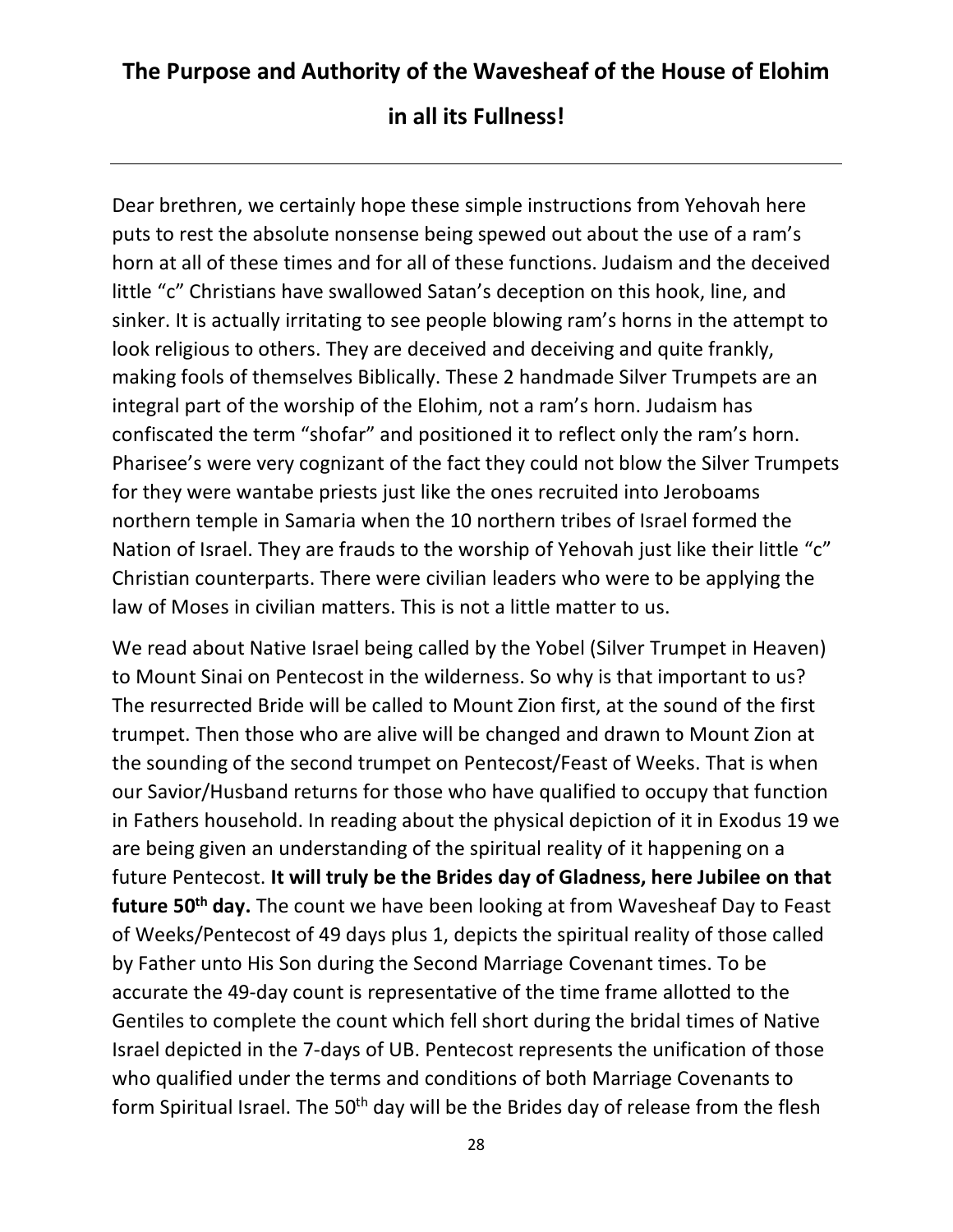# The Purpose and Authority of the Wavesheaf of the House of Elohim in all its Fullness!

---

Dear brethren, we certainly hope these simple instructions from Yehovah here puts to rest the absolute nonsense being spewed out about the use of a ram's horn at all of these times and for all of these functions. Judaism and the deceived little "c" Christians have swallowed Satan's deception on this hook, line, and sinker. It is actually irritating to see people blowing ram's horns in the attempt to look religious to others. They are deceived and deceiving and quite frankly, making fools of themselves Biblically. These 2 handmade Silver Trumpets are an integral part of the worship of the Elohim, not a ram's horn. Judaism has confiscated the term "shofar" and positioned it to reflect only the ram's horn. Pharisee's were very cognizant of the fact they could not blow the Silver Trumpets for they were wantabe priests just like the ones recruited into Jeroboams northern temple in Samaria when the 10 northern tribes of Israel formed the Nation of Israel. They are frauds to the worship of Yehovah just like their little "c" Christian counterparts. There were civilian leaders who were to be applying the law of Moses in civilian matters. This is not a little matter to us.

We read about Native Israel being called by the Yobel (Silver Trumpet in Heaven) to Mount Sinai on Pentecost in the wilderness. So why is that important to us? The resurrected Bride will be called to Mount Zion first, at the sound of the first trumpet. Then those who are alive will be changed and drawn to Mount Zion at the sounding of the second trumpet on Pentecost/Feast of Weeks. That is when our Savior/Husband returns for those who have qualified to occupy that function in Fathers household. In reading about the physical depiction of it in Exodus 19 we are being given an understanding of the spiritual reality of it happening on a future Pentecost. **It will truly be the Brides day of Gladness, here Jubilee on that future 50th day.** The count we have been looking at from Wavesheaf Day to Feast of Weeks/Pentecost of 49 days plus 1, depicts the spiritual reality of those called by Father unto His Son during the Second Marriage Covenant times. To be accurate the 49-day count is representative of the time frame allotted to the Gentiles to complete the count which fell short during the bridal times of Native Israel depicted in the 7-days of UB. Pentecost represents the unification of those who qualified under the terms and conditions of both Marriage Covenants to form Spiritual Israel. The 50th day will be the Brides day of release from the flesh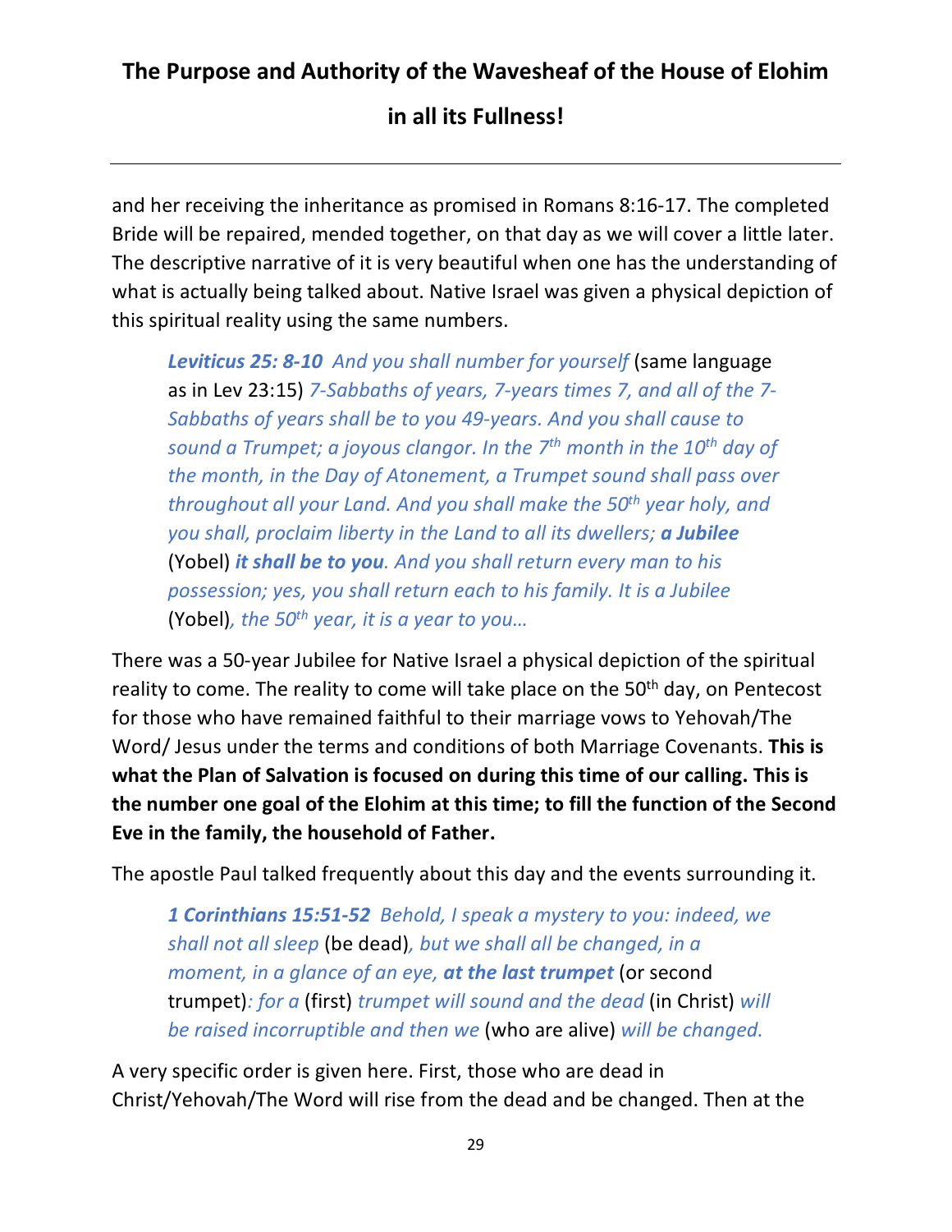and her receiving the inheritance as promised in Romans 8:16-17. The completed Bride will be repaired, mended together, on that day as we will cover a little later. The descriptive narrative of it is very beautiful when one has the understanding of what is actually being talked about. Native Israel was given a physical depiction of this spiritual reality using the same numbers.

> ***Leviticus 25: 8-10*** *And you shall number for yourself* (same language as in Lev 23:15) *7-Sabbaths of years, 7-years times 7, and all of the 7-Sabbaths of years shall be to you 49-years. And you shall cause to sound a Trumpet; a joyous clangor. In the 7th month in the 10th day of the month, in the Day of Atonement, a Trumpet sound shall pass over throughout all your Land. And you shall make the 50th year holy, and you shall, proclaim liberty in the Land to all its dwellers;* ***a Jubilee*** (Yobel) ***it shall be to you****. And you shall return every man to his possession; yes, you shall return each to his family. It is a Jubilee* (Yobel)*, the 50th year, it is a year to you…*

There was a 50-year Jubilee for Native Israel a physical depiction of the spiritual reality to come. The reality to come will take place on the 50th day, on Pentecost for those who have remained faithful to their marriage vows to Yehovah/The Word/ Jesus under the terms and conditions of both Marriage Covenants. **This is what the Plan of Salvation is focused on during this time of our calling. This is the number one goal of the Elohim at this time; to fill the function of the Second Eve in the family, the household of Father.**

The apostle Paul talked frequently about this day and the events surrounding it.

> ***1 Corinthians 15:51-52*** *Behold, I speak a mystery to you: indeed, we shall not all sleep* (be dead)*, but we shall all be changed, in a moment, in a glance of an eye,* ***at the last trumpet*** (or second trumpet)*: for a* (first) *trumpet will sound and the dead* (in Christ) *will be raised incorruptible and then we* (who are alive) *will be changed.*

A very specific order is given here. First, those who are dead in Christ/Yehovah/The Word will rise from the dead and be changed. Then at the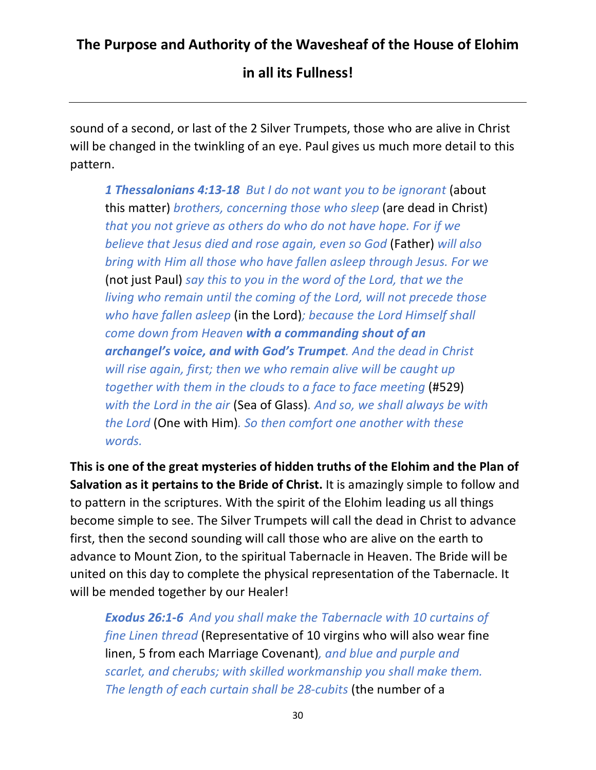sound of a second, or last of the 2 Silver Trumpets, those who are alive in Christ will be changed in the twinkling of an eye. Paul gives us much more detail to this pattern.

> ***1 Thessalonians 4:13-18*** *But I do not want you to be ignorant* (about this matter) *brothers, concerning those who sleep* (are dead in Christ) *that you not grieve as others do who do not have hope. For if we believe that Jesus died and rose again, even so God* (Father) *will also bring with Him all those who have fallen asleep through Jesus. For we* (not just Paul) *say this to you in the word of the Lord, that we the living who remain until the coming of the Lord, will not precede those who have fallen asleep* (in the Lord)*; because the Lord Himself shall come down from Heaven* ***with a commanding shout of an archangel's voice, and with God's Trumpet****. And the dead in Christ will rise again, first; then we who remain alive will be caught up together with them in the clouds to a face to face meeting* (#529) *with the Lord in the air* (Sea of Glass)*. And so, we shall always be with the Lord* (One with Him)*. So then comfort one another with these words.*

**This is one of the great mysteries of hidden truths of the Elohim and the Plan of Salvation as it pertains to the Bride of Christ.** It is amazingly simple to follow and to pattern in the scriptures. With the spirit of the Elohim leading us all things become simple to see. The Silver Trumpets will call the dead in Christ to advance first, then the second sounding will call those who are alive on the earth to advance to Mount Zion, to the spiritual Tabernacle in Heaven. The Bride will be united on this day to complete the physical representation of the Tabernacle. It will be mended together by our Healer!

> ***Exodus 26:1-6*** *And you shall make the Tabernacle with 10 curtains of fine Linen thread* (Representative of 10 virgins who will also wear fine linen, 5 from each Marriage Covenant)*, and blue and purple and scarlet, and cherubs; with skilled workmanship you shall make them. The length of each curtain shall be 28-cubits* (the number of a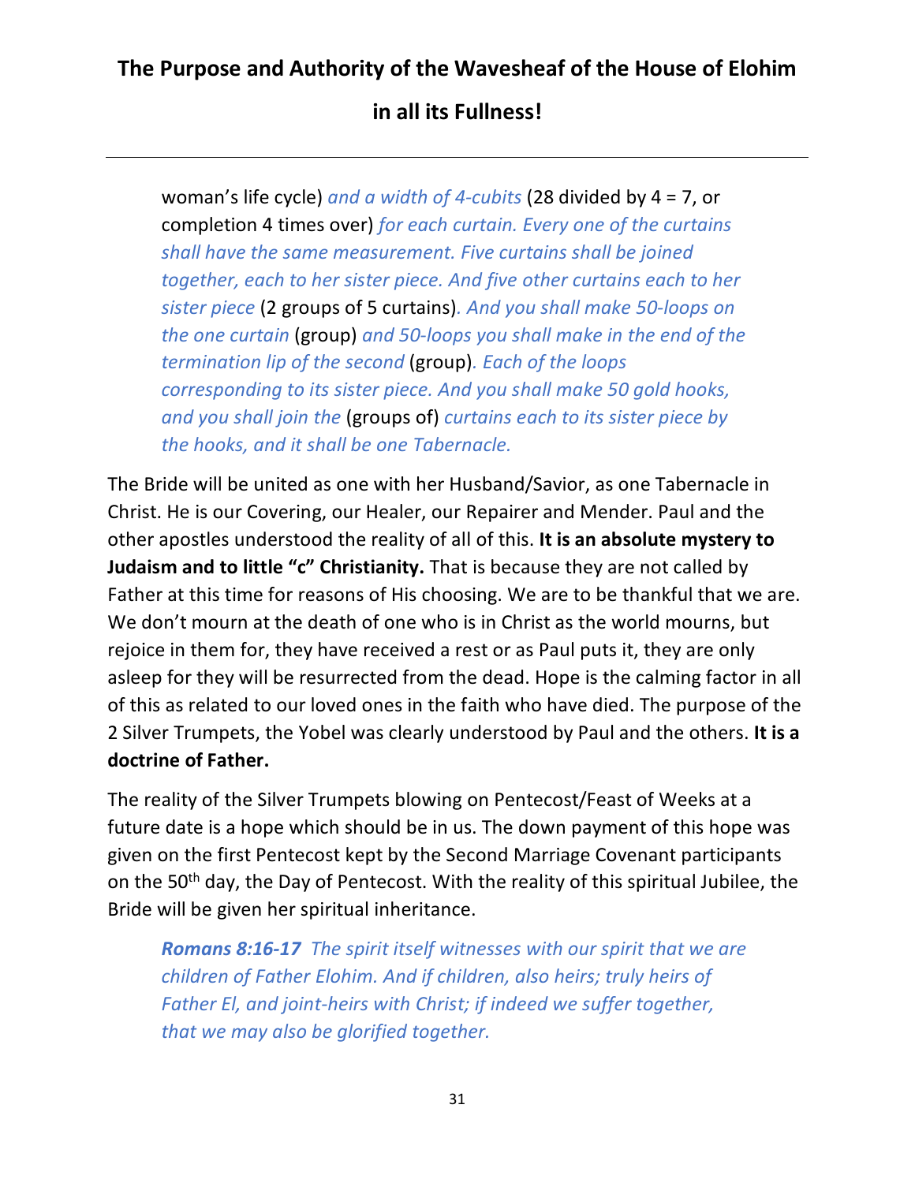woman's life cycle) *and a width of 4-cubits* (28 divided by 4 = 7, or completion 4 times over) *for each curtain. Every one of the curtains shall have the same measurement. Five curtains shall be joined together, each to her sister piece. And five other curtains each to her sister piece* (2 groups of 5 curtains)*. And you shall make 50-loops on the one curtain* (group) *and 50-loops you shall make in the end of the termination lip of the second* (group)*. Each of the loops corresponding to its sister piece. And you shall make 50 gold hooks, and you shall join the* (groups of) *curtains each to its sister piece by the hooks, and it shall be one Tabernacle.*

The Bride will be united as one with her Husband/Savior, as one Tabernacle in Christ. He is our Covering, our Healer, our Repairer and Mender. Paul and the other apostles understood the reality of all of this. **It is an absolute mystery to Judaism and to little "c" Christianity.** That is because they are not called by Father at this time for reasons of His choosing. We are to be thankful that we are. We don't mourn at the death of one who is in Christ as the world mourns, but rejoice in them for, they have received a rest or as Paul puts it, they are only asleep for they will be resurrected from the dead. Hope is the calming factor in all of this as related to our loved ones in the faith who have died. The purpose of the 2 Silver Trumpets, the Yobel was clearly understood by Paul and the others. **It is a doctrine of Father.**

The reality of the Silver Trumpets blowing on Pentecost/Feast of Weeks at a future date is a hope which should be in us. The down payment of this hope was given on the first Pentecost kept by the Second Marriage Covenant participants on the 50th day, the Day of Pentecost. With the reality of this spiritual Jubilee, the Bride will be given her spiritual inheritance.

> ***Romans 8:16-17*** *The spirit itself witnesses with our spirit that we are children of Father Elohim. And if children, also heirs; truly heirs of Father El, and joint-heirs with Christ; if indeed we suffer together, that we may also be glorified together.*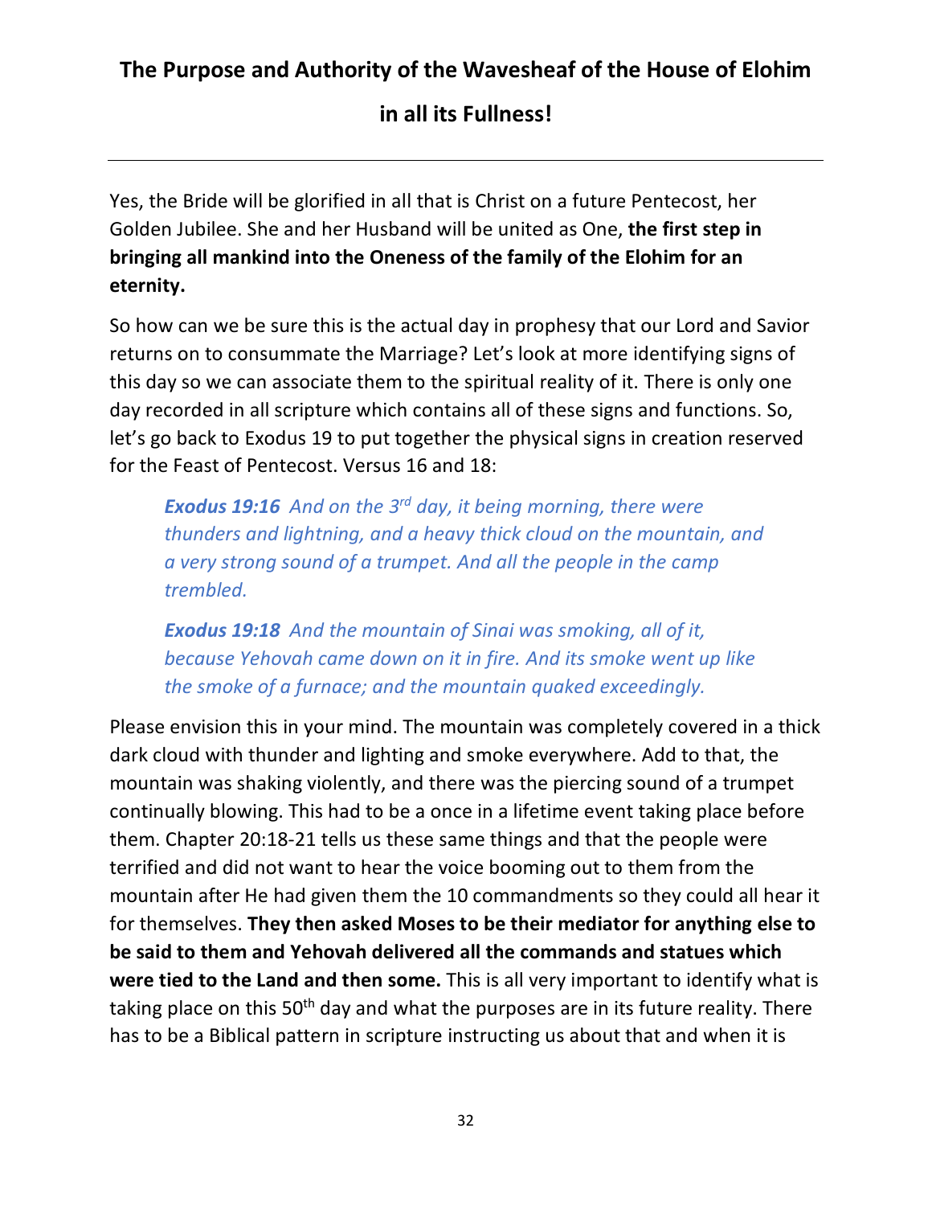**The Purpose and Authority of the Wavesheaf of the House of Elohim in all its Fullness!**

---

Yes, the Bride will be glorified in all that is Christ on a future Pentecost, her Golden Jubilee. She and her Husband will be united as One, **the first step in bringing all mankind into the Oneness of the family of the Elohim for an eternity.**

So how can we be sure this is the actual day in prophesy that our Lord and Savior returns on to consummate the Marriage? Let's look at more identifying signs of this day so we can associate them to the spiritual reality of it. There is only one day recorded in all scripture which contains all of these signs and functions. So, let's go back to Exodus 19 to put together the physical signs in creation reserved for the Feast of Pentecost. Versus 16 and 18:

> ***Exodus 19:16*** *And on the 3rd day, it being morning, there were thunders and lightning, and a heavy thick cloud on the mountain, and a very strong sound of a trumpet. And all the people in the camp trembled.*
>
> ***Exodus 19:18*** *And the mountain of Sinai was smoking, all of it, because Yehovah came down on it in fire. And its smoke went up like the smoke of a furnace; and the mountain quaked exceedingly.*

Please envision this in your mind. The mountain was completely covered in a thick dark cloud with thunder and lighting and smoke everywhere. Add to that, the mountain was shaking violently, and there was the piercing sound of a trumpet continually blowing. This had to be a once in a lifetime event taking place before them. Chapter 20:18-21 tells us these same things and that the people were terrified and did not want to hear the voice booming out to them from the mountain after He had given them the 10 commandments so they could all hear it for themselves. **They then asked Moses to be their mediator for anything else to be said to them and Yehovah delivered all the commands and statues which were tied to the Land and then some.** This is all very important to identify what is taking place on this 50th day and what the purposes are in its future reality. There has to be a Biblical pattern in scripture instructing us about that and when it is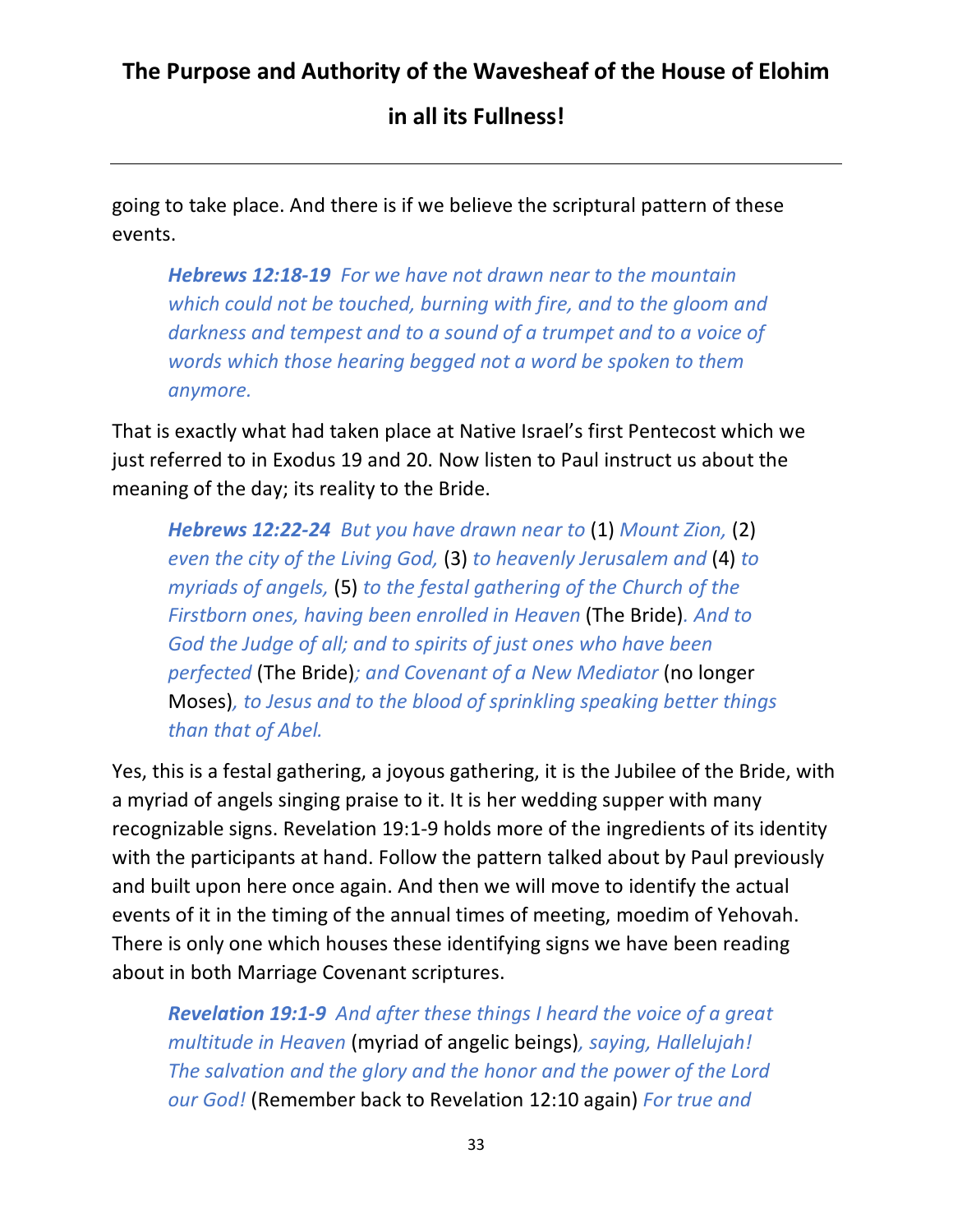going to take place. And there is if we believe the scriptural pattern of these events.

> ***Hebrews 12:18-19*** *For we have not drawn near to the mountain which could not be touched, burning with fire, and to the gloom and darkness and tempest and to a sound of a trumpet and to a voice of words which those hearing begged not a word be spoken to them anymore.*

That is exactly what had taken place at Native Israel's first Pentecost which we just referred to in Exodus 19 and 20. Now listen to Paul instruct us about the meaning of the day; its reality to the Bride.

> ***Hebrews 12:22-24*** *But you have drawn near to* (1) *Mount Zion,* (2) *even the city of the Living God,* (3) *to heavenly Jerusalem and* (4) *to myriads of angels,* (5) *to the festal gathering of the Church of the Firstborn ones, having been enrolled in Heaven* (The Bride)*. And to God the Judge of all; and to spirits of just ones who have been perfected* (The Bride)*; and Covenant of a New Mediator* (no longer Moses)*, to Jesus and to the blood of sprinkling speaking better things than that of Abel.*

Yes, this is a festal gathering, a joyous gathering, it is the Jubilee of the Bride, with a myriad of angels singing praise to it. It is her wedding supper with many recognizable signs. Revelation 19:1-9 holds more of the ingredients of its identity with the participants at hand. Follow the pattern talked about by Paul previously and built upon here once again. And then we will move to identify the actual events of it in the timing of the annual times of meeting, moedim of Yehovah. There is only one which houses these identifying signs we have been reading about in both Marriage Covenant scriptures.

> ***Revelation 19:1-9*** *And after these things I heard the voice of a great multitude in Heaven* (myriad of angelic beings)*, saying, Hallelujah! The salvation and the glory and the honor and the power of the Lord our God!* (Remember back to Revelation 12:10 again) *For true and*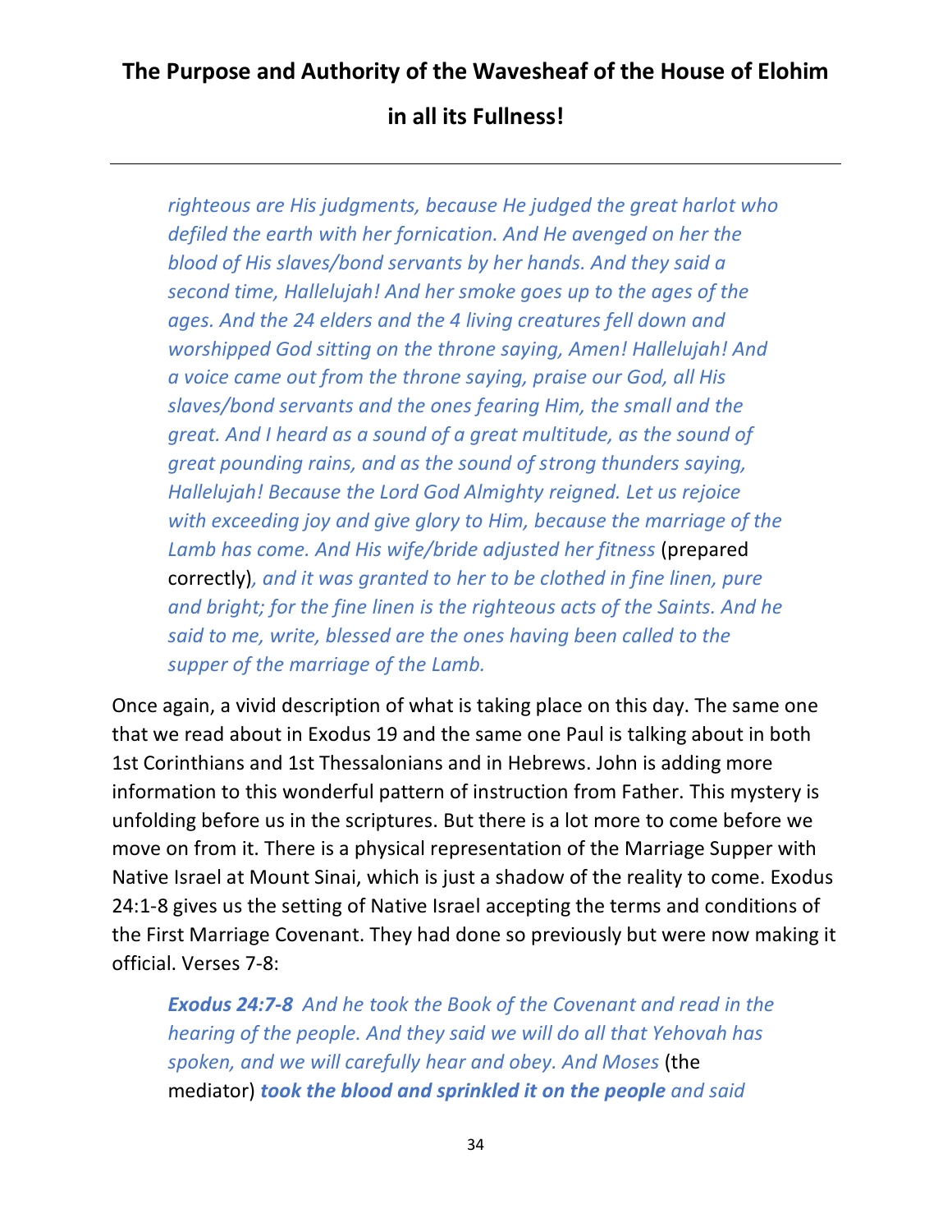*righteous are His judgments, because He judged the great harlot who defiled the earth with her fornication. And He avenged on her the blood of His slaves/bond servants by her hands. And they said a second time, Hallelujah! And her smoke goes up to the ages of the ages. And the 24 elders and the 4 living creatures fell down and worshipped God sitting on the throne saying, Amen! Hallelujah! And a voice came out from the throne saying, praise our God, all His slaves/bond servants and the ones fearing Him, the small and the great. And I heard as a sound of a great multitude, as the sound of great pounding rains, and as the sound of strong thunders saying, Hallelujah! Because the Lord God Almighty reigned. Let us rejoice with exceeding joy and give glory to Him, because the marriage of the Lamb has come. And His wife/bride adjusted her fitness* (prepared correctly)*, and it was granted to her to be clothed in fine linen, pure and bright; for the fine linen is the righteous acts of the Saints. And he said to me, write, blessed are the ones having been called to the supper of the marriage of the Lamb.*

Once again, a vivid description of what is taking place on this day. The same one that we read about in Exodus 19 and the same one Paul is talking about in both 1st Corinthians and 1st Thessalonians and in Hebrews. John is adding more information to this wonderful pattern of instruction from Father. This mystery is unfolding before us in the scriptures. But there is a lot more to come before we move on from it. There is a physical representation of the Marriage Supper with Native Israel at Mount Sinai, which is just a shadow of the reality to come. Exodus 24:1-8 gives us the setting of Native Israel accepting the terms and conditions of the First Marriage Covenant. They had done so previously but were now making it official. Verses 7-8:

***Exodus 24:7-8*** *And he took the Book of the Covenant and read in the hearing of the people. And they said we will do all that Yehovah has spoken, and we will carefully hear and obey. And Moses* (the mediator) ***took the blood and sprinkled it on the people*** *and said*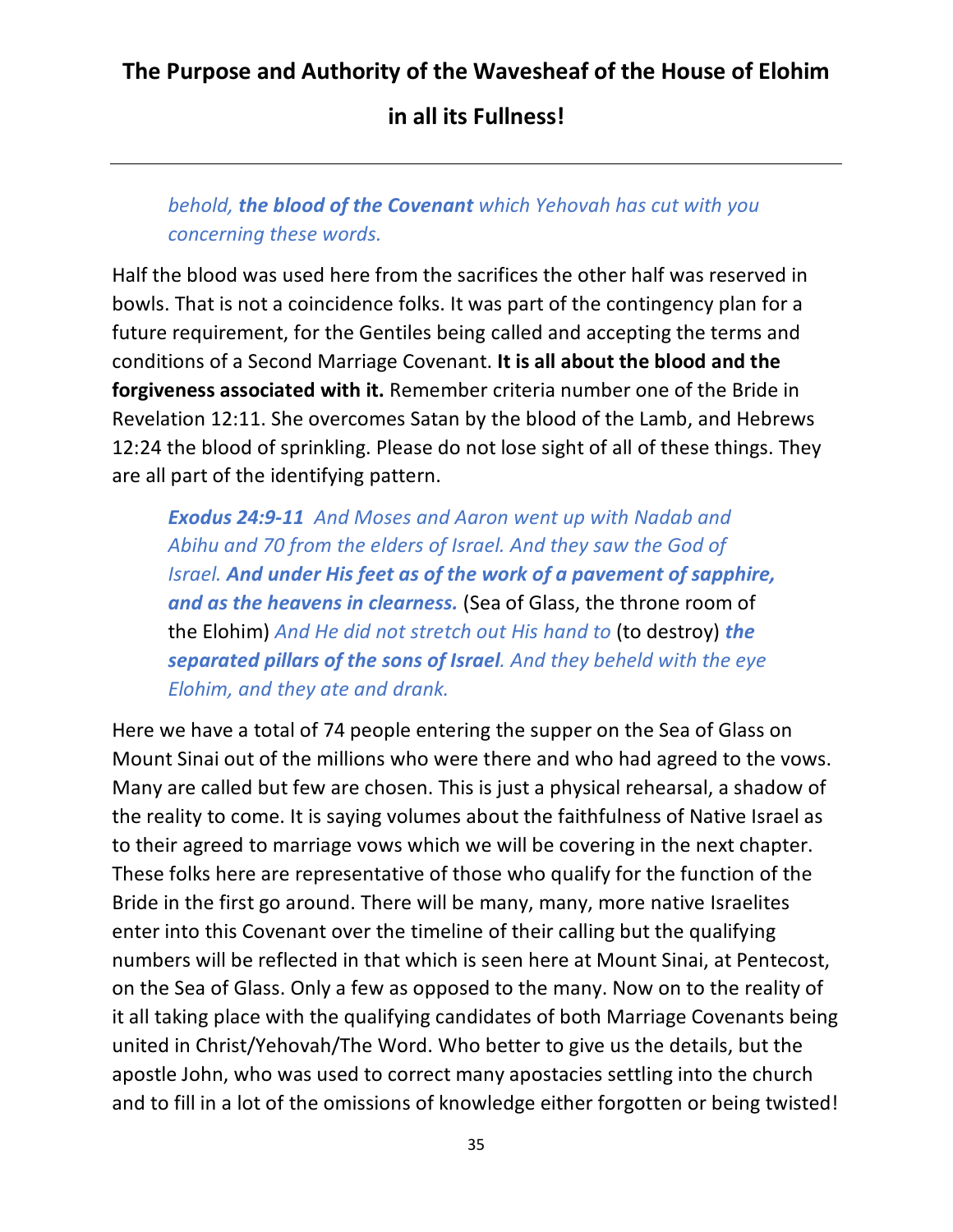*behold, **the blood of the Covenant** which Yehovah has cut with you concerning these words.*

Half the blood was used here from the sacrifices the other half was reserved in bowls. That is not a coincidence folks. It was part of the contingency plan for a future requirement, for the Gentiles being called and accepting the terms and conditions of a Second Marriage Covenant. **It is all about the blood and the forgiveness associated with it.** Remember criteria number one of the Bride in Revelation 12:11. She overcomes Satan by the blood of the Lamb, and Hebrews 12:24 the blood of sprinkling. Please do not lose sight of all of these things. They are all part of the identifying pattern.

> ***Exodus 24:9-11*** *And Moses and Aaron went up with Nadab and Abihu and 70 from the elders of Israel. And they saw the God of Israel.* ***And under His feet as of the work of a pavement of sapphire, and as the heavens in clearness.*** (Sea of Glass, the throne room of the Elohim) *And He did not stretch out His hand to* (to destroy) ***the separated pillars of the sons of Israel****. And they beheld with the eye Elohim, and they ate and drank.*

Here we have a total of 74 people entering the supper on the Sea of Glass on Mount Sinai out of the millions who were there and who had agreed to the vows. Many are called but few are chosen. This is just a physical rehearsal, a shadow of the reality to come. It is saying volumes about the faithfulness of Native Israel as to their agreed to marriage vows which we will be covering in the next chapter. These folks here are representative of those who qualify for the function of the Bride in the first go around. There will be many, many, more native Israelites enter into this Covenant over the timeline of their calling but the qualifying numbers will be reflected in that which is seen here at Mount Sinai, at Pentecost, on the Sea of Glass. Only a few as opposed to the many. Now on to the reality of it all taking place with the qualifying candidates of both Marriage Covenants being united in Christ/Yehovah/The Word. Who better to give us the details, but the apostle John, who was used to correct many apostacies settling into the church and to fill in a lot of the omissions of knowledge either forgotten or being twisted!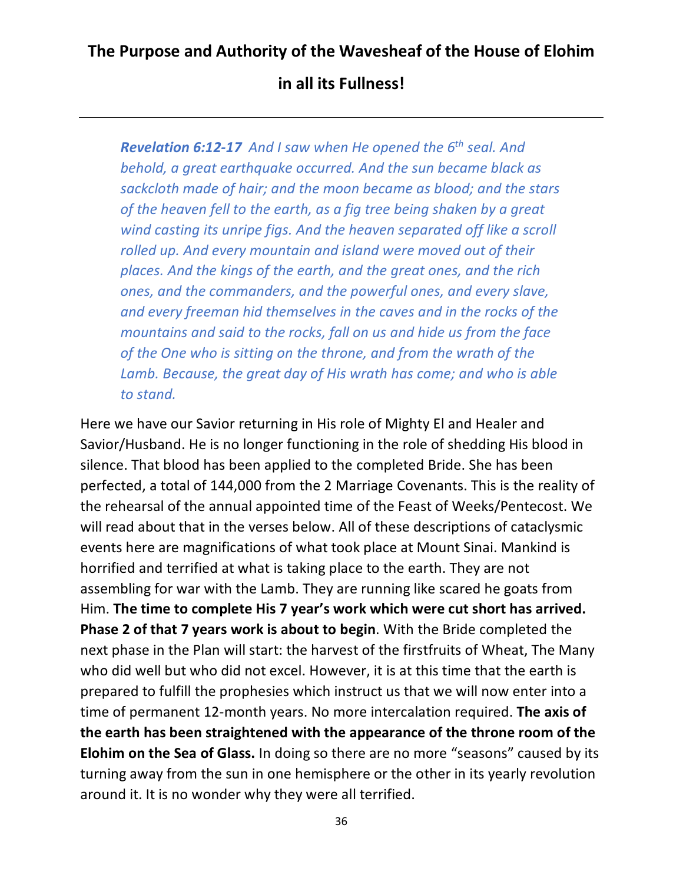# The Purpose and Authority of the Wavesheaf of the House of Elohim in all its Fullness!

---

> ***Revelation 6:12-17*** *And I saw when He opened the 6th seal. And behold, a great earthquake occurred. And the sun became black as sackcloth made of hair; and the moon became as blood; and the stars of the heaven fell to the earth, as a fig tree being shaken by a great wind casting its unripe figs. And the heaven separated off like a scroll rolled up. And every mountain and island were moved out of their places. And the kings of the earth, and the great ones, and the rich ones, and the commanders, and the powerful ones, and every slave, and every freeman hid themselves in the caves and in the rocks of the mountains and said to the rocks, fall on us and hide us from the face of the One who is sitting on the throne, and from the wrath of the Lamb. Because, the great day of His wrath has come; and who is able to stand.*

Here we have our Savior returning in His role of Mighty El and Healer and Savior/Husband. He is no longer functioning in the role of shedding His blood in silence. That blood has been applied to the completed Bride. She has been perfected, a total of 144,000 from the 2 Marriage Covenants. This is the reality of the rehearsal of the annual appointed time of the Feast of Weeks/Pentecost. We will read about that in the verses below. All of these descriptions of cataclysmic events here are magnifications of what took place at Mount Sinai. Mankind is horrified and terrified at what is taking place to the earth. They are not assembling for war with the Lamb. They are running like scared he goats from Him. **The time to complete His 7 year's work which were cut short has arrived. Phase 2 of that 7 years work is about to begin**. With the Bride completed the next phase in the Plan will start: the harvest of the firstfruits of Wheat, The Many who did well but who did not excel. However, it is at this time that the earth is prepared to fulfill the prophesies which instruct us that we will now enter into a time of permanent 12-month years. No more intercalation required. **The axis of the earth has been straightened with the appearance of the throne room of the Elohim on the Sea of Glass.** In doing so there are no more "seasons" caused by its turning away from the sun in one hemisphere or the other in its yearly revolution around it. It is no wonder why they were all terrified.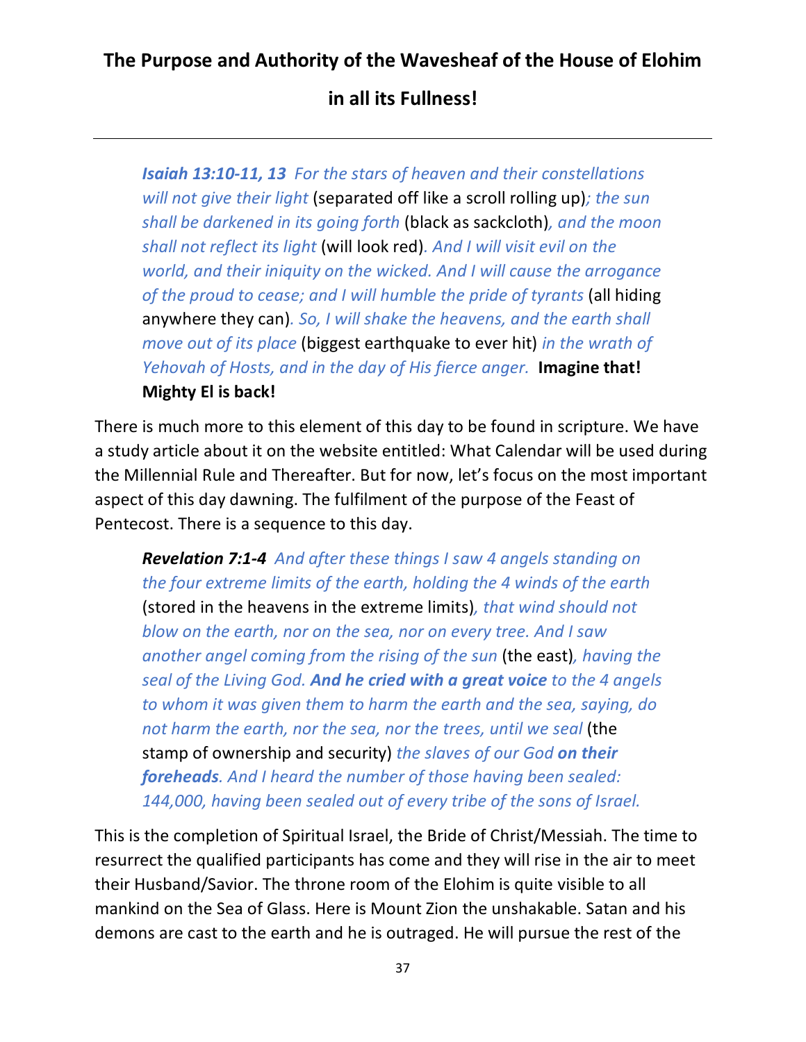**The Purpose and Authority of the Wavesheaf of the House of Elohim in all its Fullness!**

---

> ***Isaiah 13:10-11, 13*** *For the stars of heaven and their constellations will not give their light* (separated off like a scroll rolling up)*; the sun shall be darkened in its going forth* (black as sackcloth)*, and the moon shall not reflect its light* (will look red)*. And I will visit evil on the world, and their iniquity on the wicked. And I will cause the arrogance of the proud to cease; and I will humble the pride of tyrants* (all hiding anywhere they can)*. So, I will shake the heavens, and the earth shall move out of its place* (biggest earthquake to ever hit) *in the wrath of Yehovah of Hosts, and in the day of His fierce anger.* **Imagine that! Mighty El is back!**

There is much more to this element of this day to be found in scripture. We have a study article about it on the website entitled: What Calendar will be used during the Millennial Rule and Thereafter. But for now, let's focus on the most important aspect of this day dawning. The fulfilment of the purpose of the Feast of Pentecost. There is a sequence to this day.

> ***Revelation 7:1-4*** *And after these things I saw 4 angels standing on the four extreme limits of the earth, holding the 4 winds of the earth* (stored in the heavens in the extreme limits)*, that wind should not blow on the earth, nor on the sea, nor on every tree. And I saw another angel coming from the rising of the sun* (the east)*, having the seal of the Living God.* ***And he cried with a great voice*** *to the 4 angels to whom it was given them to harm the earth and the sea, saying, do not harm the earth, nor the sea, nor the trees, until we seal* (the stamp of ownership and security) *the slaves of our God* ***on their foreheads****. And I heard the number of those having been sealed: 144,000, having been sealed out of every tribe of the sons of Israel.*

This is the completion of Spiritual Israel, the Bride of Christ/Messiah. The time to resurrect the qualified participants has come and they will rise in the air to meet their Husband/Savior. The throne room of the Elohim is quite visible to all mankind on the Sea of Glass. Here is Mount Zion the unshakable. Satan and his demons are cast to the earth and he is outraged. He will pursue the rest of the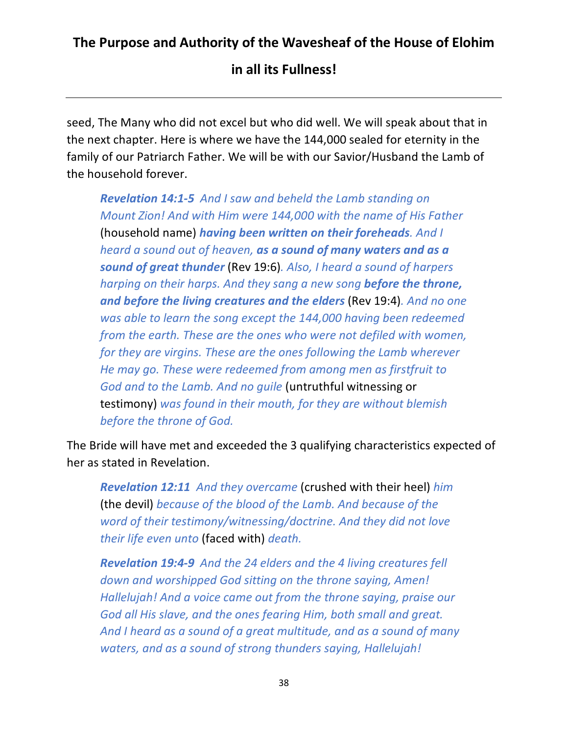seed, The Many who did not excel but who did well. We will speak about that in the next chapter. Here is where we have the 144,000 sealed for eternity in the family of our Patriarch Father. We will be with our Savior/Husband the Lamb of the household forever.

> ***Revelation 14:1-5*** *And I saw and beheld the Lamb standing on Mount Zion! And with Him were 144,000 with the name of His Father* (household name) ***having been written on their foreheads****. And I heard a sound out of heaven,* ***as a sound of many waters and as a sound of great thunder*** (Rev 19:6)*. Also, I heard a sound of harpers harping on their harps. And they sang a new song* ***before the throne, and before the living creatures and the elders*** (Rev 19:4)*. And no one was able to learn the song except the 144,000 having been redeemed from the earth. These are the ones who were not defiled with women, for they are virgins. These are the ones following the Lamb wherever He may go. These were redeemed from among men as firstfruit to God and to the Lamb. And no guile* (untruthful witnessing or testimony) *was found in their mouth, for they are without blemish before the throne of God.*

The Bride will have met and exceeded the 3 qualifying characteristics expected of her as stated in Revelation.

> ***Revelation 12:11*** *And they overcame* (crushed with their heel) *him* (the devil) *because of the blood of the Lamb. And because of the word of their testimony/witnessing/doctrine. And they did not love their life even unto* (faced with) *death.*

> ***Revelation 19:4-9*** *And the 24 elders and the 4 living creatures fell down and worshipped God sitting on the throne saying, Amen! Hallelujah! And a voice came out from the throne saying, praise our God all His slave, and the ones fearing Him, both small and great. And I heard as a sound of a great multitude, and as a sound of many waters, and as a sound of strong thunders saying, Hallelujah!*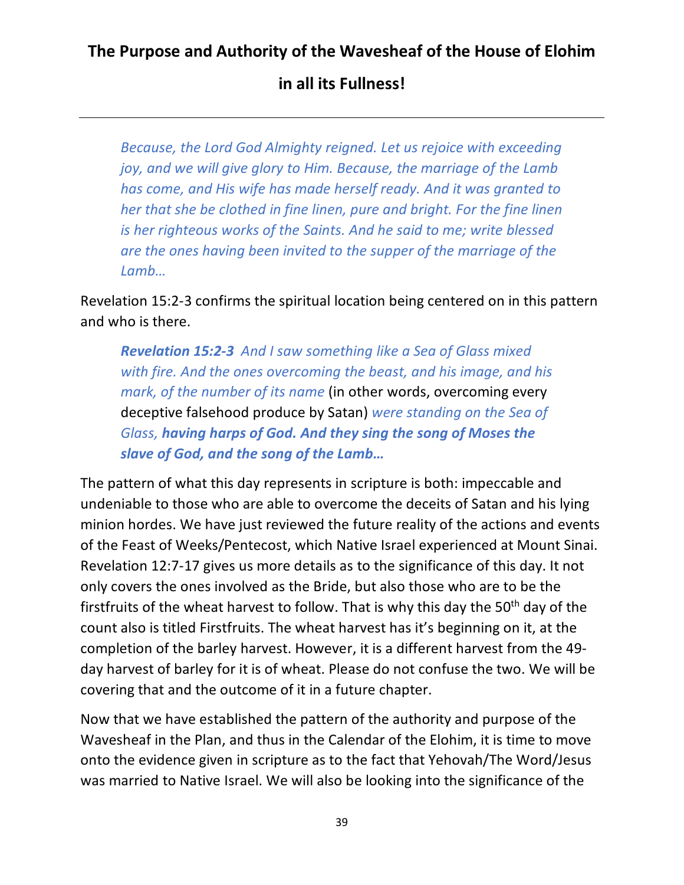# The Purpose and Authority of the Wavesheaf of the House of Elohim in all its Fullness!

---

> *Because, the Lord God Almighty reigned. Let us rejoice with exceeding joy, and we will give glory to Him. Because, the marriage of the Lamb has come, and His wife has made herself ready. And it was granted to her that she be clothed in fine linen, pure and bright. For the fine linen is her righteous works of the Saints. And he said to me; write blessed are the ones having been invited to the supper of the marriage of the Lamb…*

Revelation 15:2-3 confirms the spiritual location being centered on in this pattern and who is there.

> ***Revelation 15:2-3*** *And I saw something like a Sea of Glass mixed with fire. And the ones overcoming the beast, and his image, and his mark, of the number of its name* (in other words, overcoming every deceptive falsehood produce by Satan) *were standing on the Sea of Glass,* ***having harps of God. And they sing the song of Moses the slave of God, and the song of the Lamb…***

The pattern of what this day represents in scripture is both: impeccable and undeniable to those who are able to overcome the deceits of Satan and his lying minion hordes. We have just reviewed the future reality of the actions and events of the Feast of Weeks/Pentecost, which Native Israel experienced at Mount Sinai. Revelation 12:7-17 gives us more details as to the significance of this day. It not only covers the ones involved as the Bride, but also those who are to be the firstfruits of the wheat harvest to follow. That is why this day the 50th day of the count also is titled Firstfruits. The wheat harvest has it's beginning on it, at the completion of the barley harvest. However, it is a different harvest from the 49-day harvest of barley for it is of wheat. Please do not confuse the two. We will be covering that and the outcome of it in a future chapter.

Now that we have established the pattern of the authority and purpose of the Wavesheaf in the Plan, and thus in the Calendar of the Elohim, it is time to move onto the evidence given in scripture as to the fact that Yehovah/The Word/Jesus was married to Native Israel. We will also be looking into the significance of the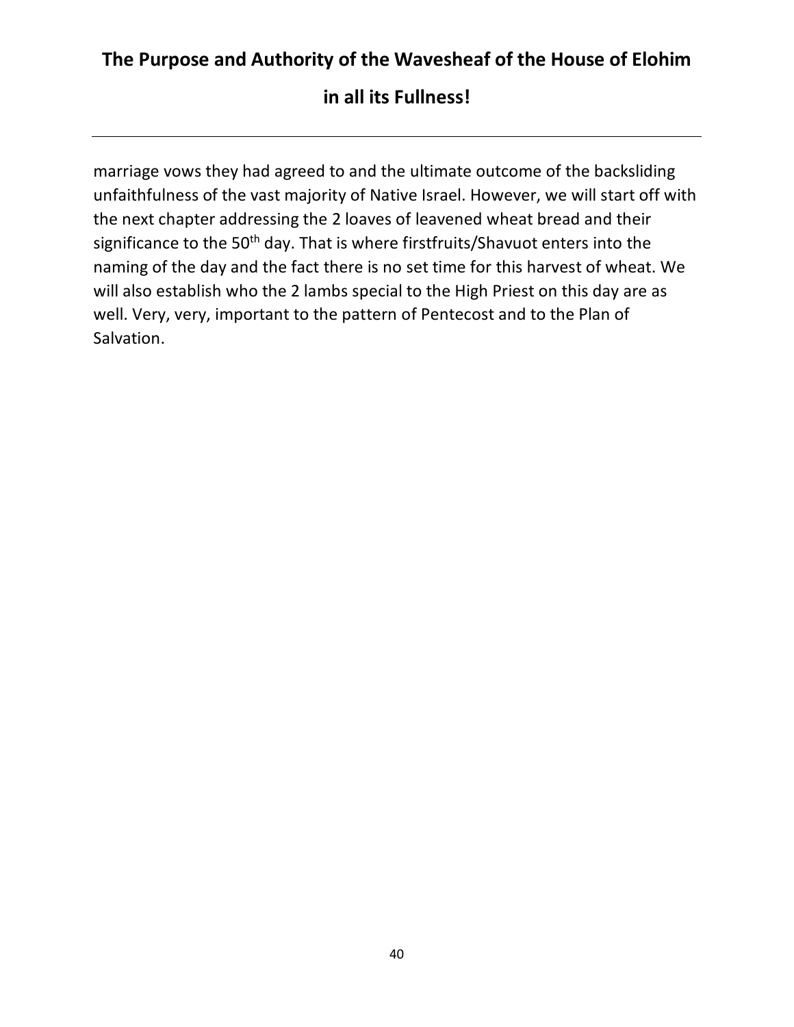marriage vows they had agreed to and the ultimate outcome of the backsliding unfaithfulness of the vast majority of Native Israel. However, we will start off with the next chapter addressing the 2 loaves of leavened wheat bread and their significance to the 50th day. That is where firstfruits/Shavuot enters into the naming of the day and the fact there is no set time for this harvest of wheat. We will also establish who the 2 lambs special to the High Priest on this day are as well. Very, very, important to the pattern of Pentecost and to the Plan of Salvation.